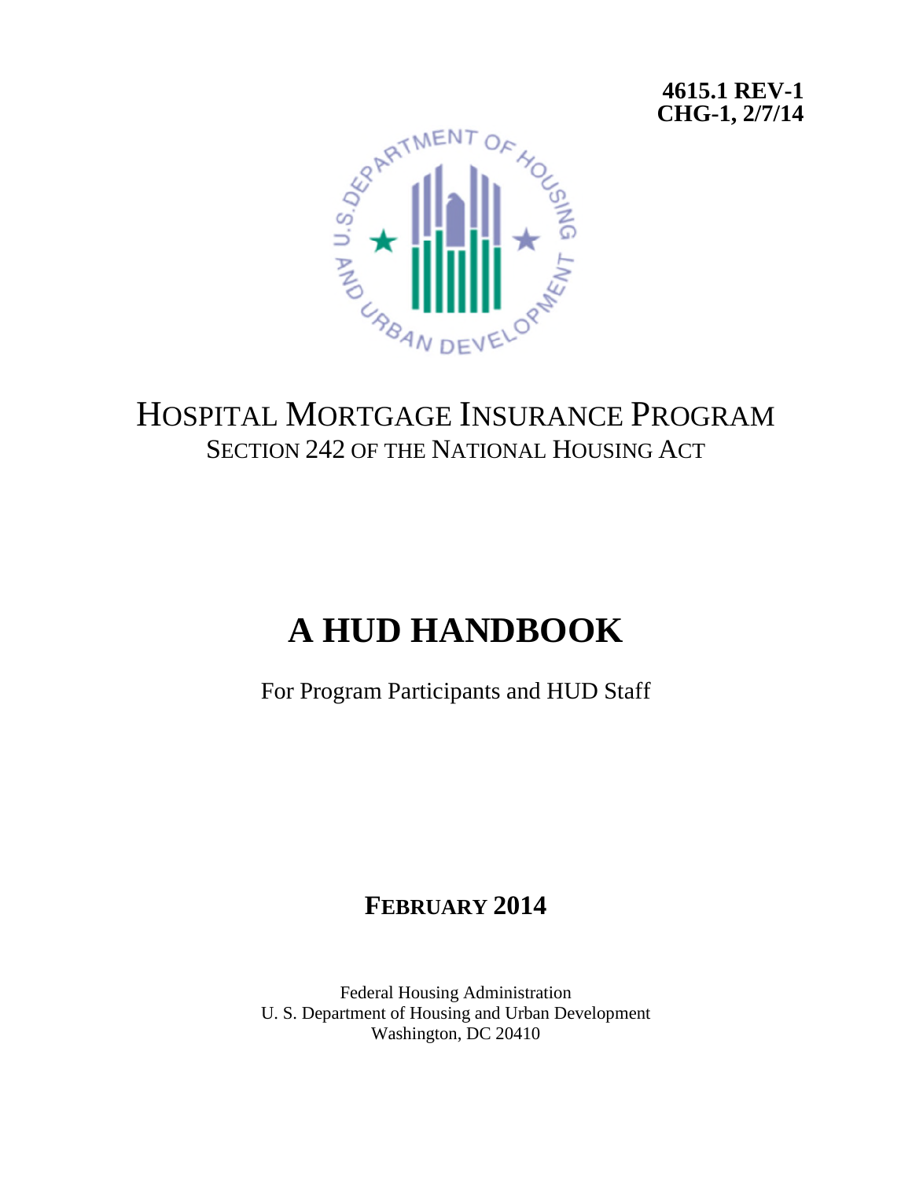**4615.1 REV-1**
**CHG-1, 2/7/14**

# HOSPITAL MORTGAGE INSURANCE PROGRAM

## SECTION 242 OF THE NATIONAL HOUSING ACT

# A HUD HANDBOOK

For Program Participants and HUD Staff

**FEBRUARY 2014**

Federal Housing Administration
U. S. Department of Housing and Urban Development
Washington, DC 20410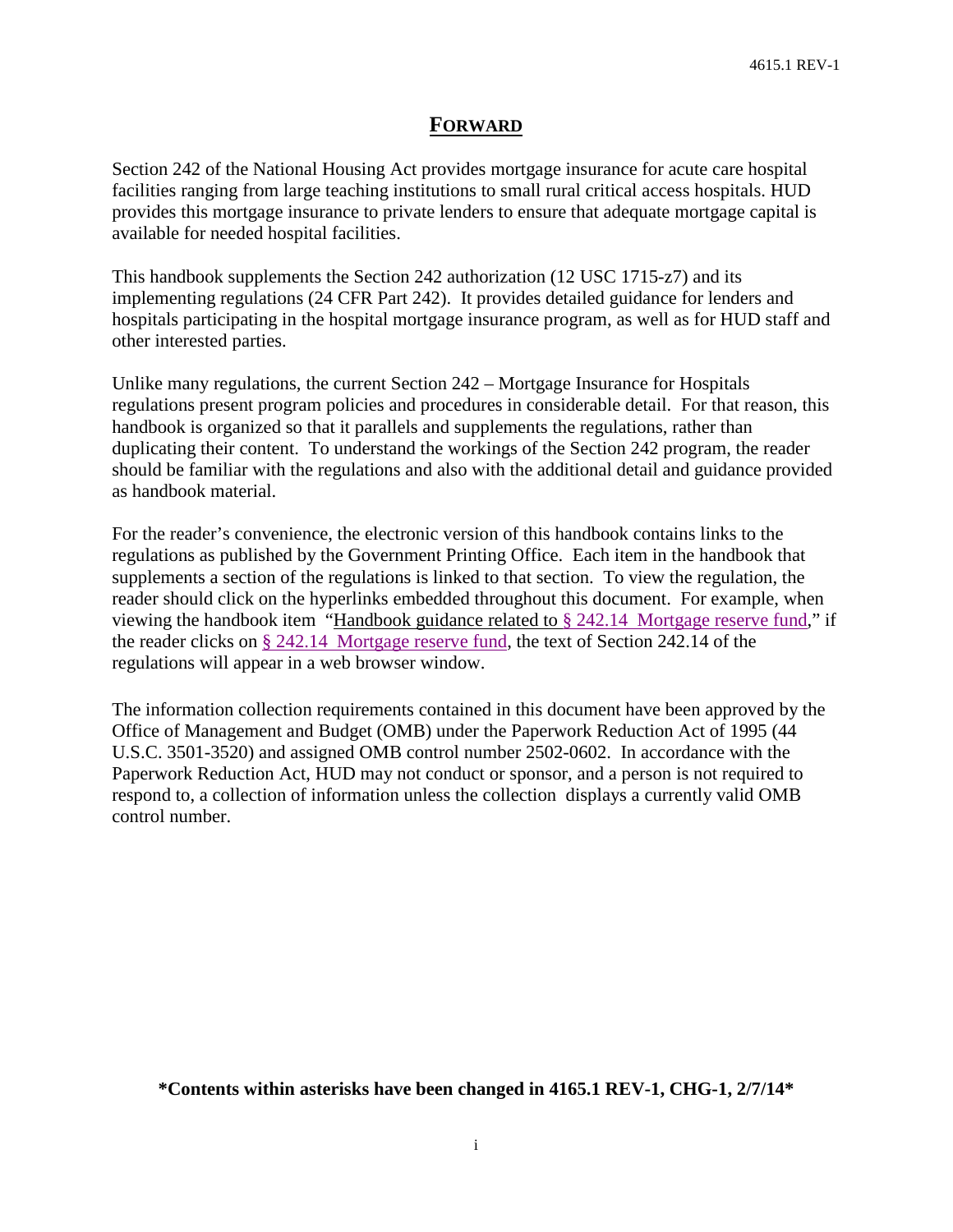# FORWARD

Section 242 of the National Housing Act provides mortgage insurance for acute care hospital facilities ranging from large teaching institutions to small rural critical access hospitals. HUD provides this mortgage insurance to private lenders to ensure that adequate mortgage capital is available for needed hospital facilities.

This handbook supplements the Section 242 authorization (12 USC 1715-z7) and its implementing regulations (24 CFR Part 242). It provides detailed guidance for lenders and hospitals participating in the hospital mortgage insurance program, as well as for HUD staff and other interested parties.

Unlike many regulations, the current Section 242 – Mortgage Insurance for Hospitals regulations present program policies and procedures in considerable detail. For that reason, this handbook is organized so that it parallels and supplements the regulations, rather than duplicating their content. To understand the workings of the Section 242 program, the reader should be familiar with the regulations and also with the additional detail and guidance provided as handbook material.

For the reader's convenience, the electronic version of this handbook contains links to the regulations as published by the Government Printing Office. Each item in the handbook that supplements a section of the regulations is linked to that section. To view the regulation, the reader should click on the hyperlinks embedded throughout this document. For example, when viewing the handbook item "Handbook guidance related to § 242.14 Mortgage reserve fund," if the reader clicks on § 242.14 Mortgage reserve fund, the text of Section 242.14 of the regulations will appear in a web browser window.

The information collection requirements contained in this document have been approved by the Office of Management and Budget (OMB) under the Paperwork Reduction Act of 1995 (44 U.S.C. 3501-3520) and assigned OMB control number 2502-0602. In accordance with the Paperwork Reduction Act, HUD may not conduct or sponsor, and a person is not required to respond to, a collection of information unless the collection displays a currently valid OMB control number.

**\*Contents within asterisks have been changed in 4165.1 REV-1, CHG-1, 2/7/14\***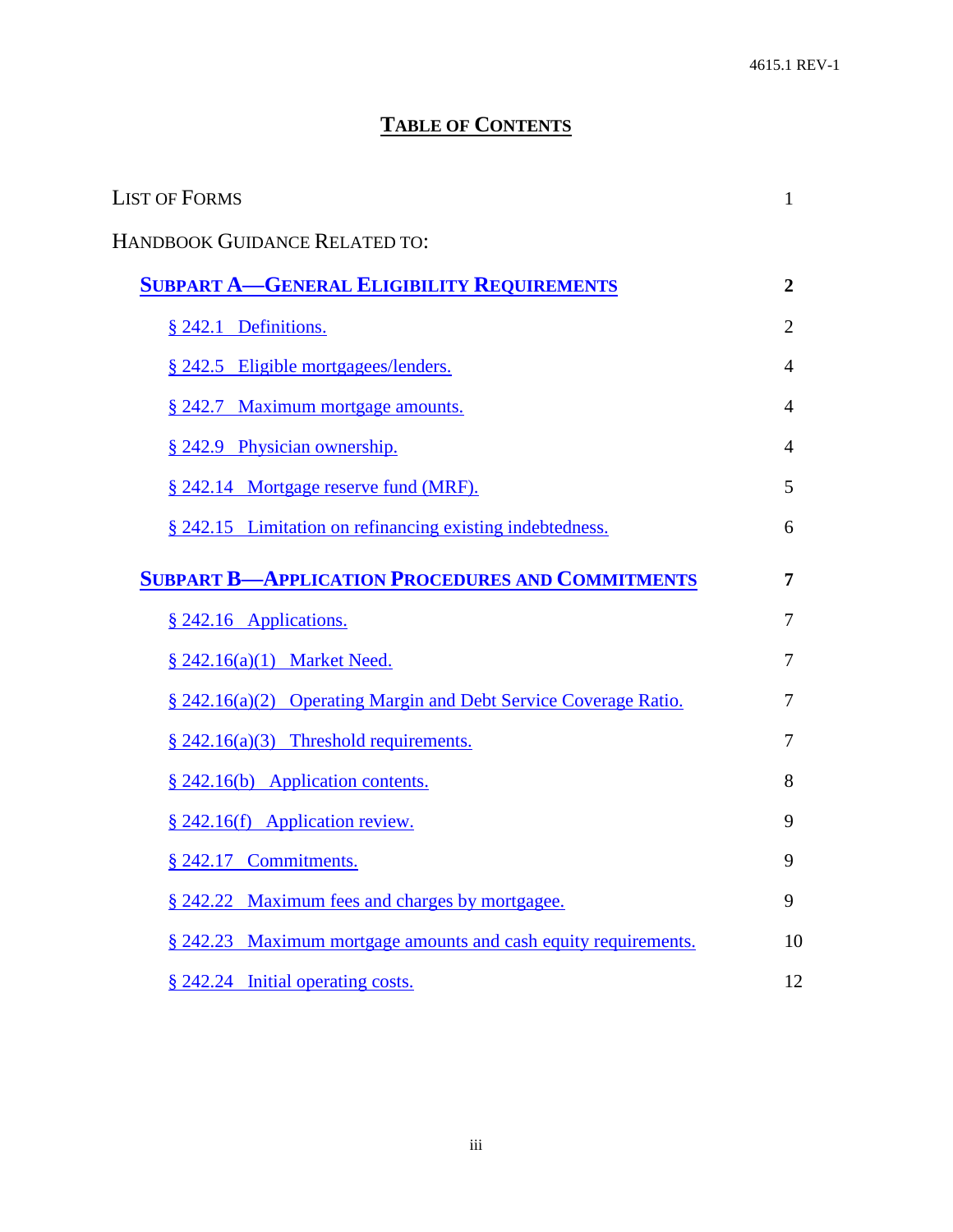# TABLE OF CONTENTS

| | |
|---|---|
| LIST OF FORMS | 1 |
| HANDBOOK GUIDANCE RELATED TO: | |
| **SUBPART A—GENERAL ELIGIBILITY REQUIREMENTS** | **2** |
| § 242.1 Definitions. | 2 |
| § 242.5 Eligible mortgagees/lenders. | 4 |
| § 242.7 Maximum mortgage amounts. | 4 |
| § 242.9 Physician ownership. | 4 |
| § 242.14 Mortgage reserve fund (MRF). | 5 |
| § 242.15 Limitation on refinancing existing indebtedness. | 6 |
| **SUBPART B—APPLICATION PROCEDURES AND COMMITMENTS** | **7** |
| § 242.16 Applications. | 7 |
| § 242.16(a)(1) Market Need. | 7 |
| § 242.16(a)(2) Operating Margin and Debt Service Coverage Ratio. | 7 |
| § 242.16(a)(3) Threshold requirements. | 7 |
| § 242.16(b) Application contents. | 8 |
| § 242.16(f) Application review. | 9 |
| § 242.17 Commitments. | 9 |
| § 242.22 Maximum fees and charges by mortgagee. | 9 |
| § 242.23 Maximum mortgage amounts and cash equity requirements. | 10 |
| § 242.24 Initial operating costs. | 12 |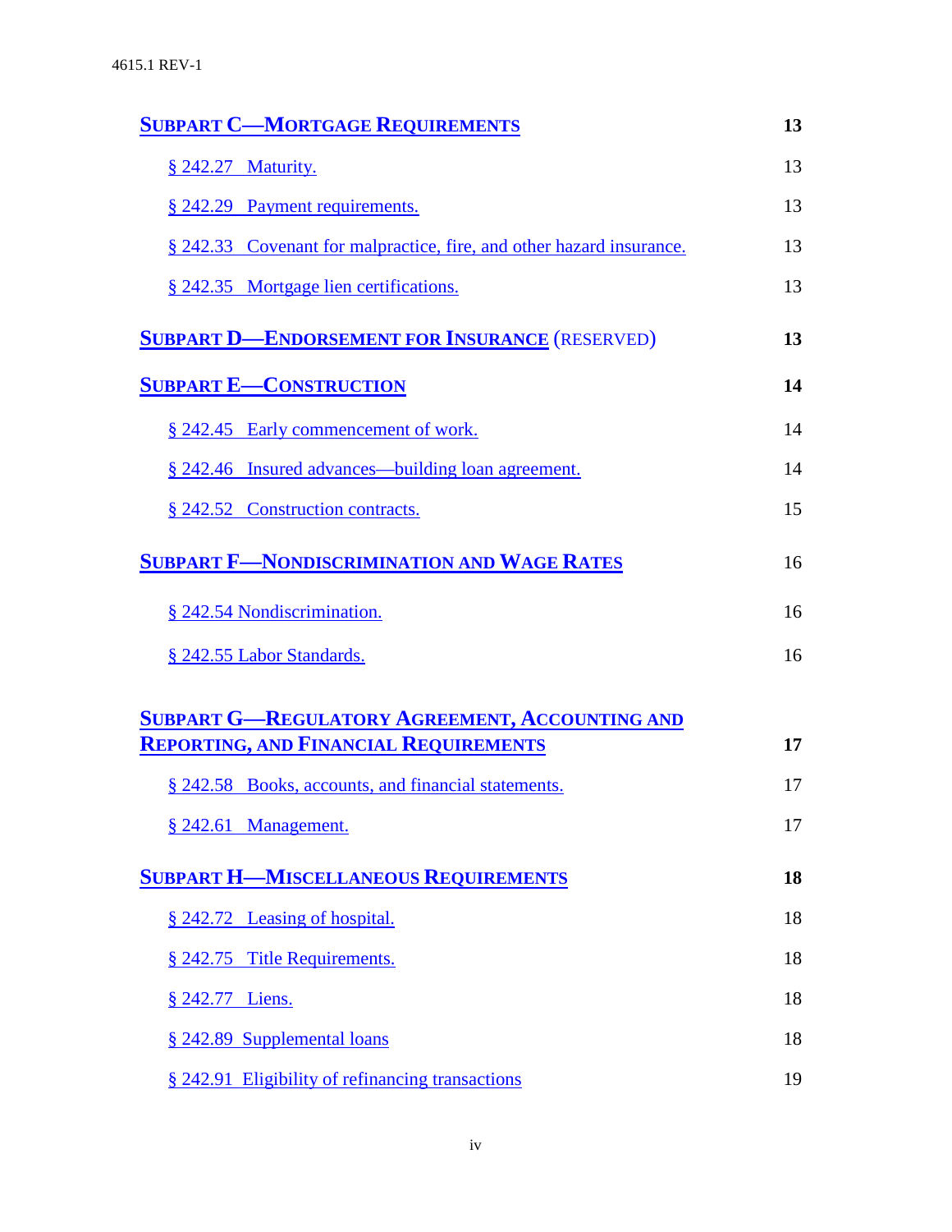| | |
|---|---|
| **SUBPART C—MORTGAGE REQUIREMENTS** | **13** |
| § 242.27 Maturity. | 13 |
| § 242.29 Payment requirements. | 13 |
| § 242.33 Covenant for malpractice, fire, and other hazard insurance. | 13 |
| § 242.35 Mortgage lien certifications. | 13 |
| **SUBPART D—ENDORSEMENT FOR INSURANCE** (RESERVED) | **13** |
| **SUBPART E—CONSTRUCTION** | **14** |
| § 242.45 Early commencement of work. | 14 |
| § 242.46 Insured advances—building loan agreement. | 14 |
| § 242.52 Construction contracts. | 15 |
| **SUBPART F—NONDISCRIMINATION AND WAGE RATES** | 16 |
| § 242.54 Nondiscrimination. | 16 |
| § 242.55 Labor Standards. | 16 |
| **SUBPART G—REGULATORY AGREEMENT, ACCOUNTING AND REPORTING, AND FINANCIAL REQUIREMENTS** | **17** |
| § 242.58 Books, accounts, and financial statements. | 17 |
| § 242.61 Management. | 17 |
| **SUBPART H—MISCELLANEOUS REQUIREMENTS** | **18** |
| § 242.72 Leasing of hospital. | 18 |
| § 242.75 Title Requirements. | 18 |
| § 242.77 Liens. | 18 |
| § 242.89 Supplemental loans | 18 |
| § 242.91 Eligibility of refinancing transactions | 19 |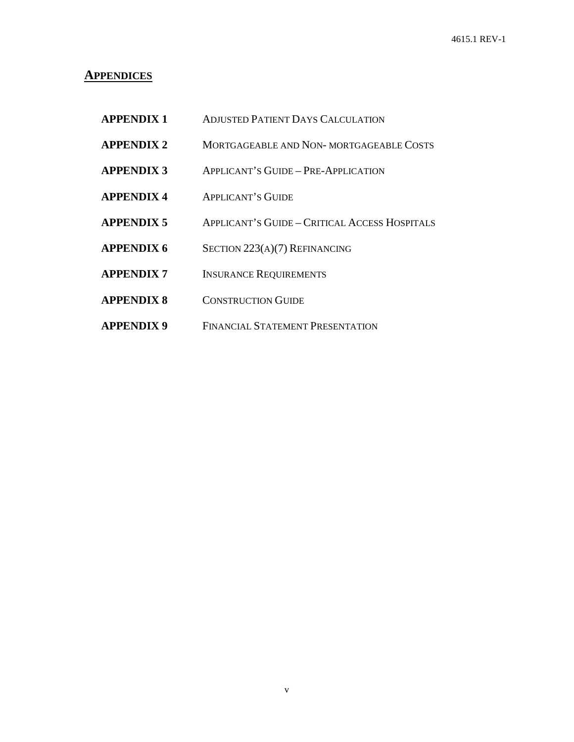## APPENDICES

| | |
|---|---|
| **APPENDIX 1** | ADJUSTED PATIENT DAYS CALCULATION |
| **APPENDIX 2** | MORTGAGEABLE AND NON- MORTGAGEABLE COSTS |
| **APPENDIX 3** | APPLICANT'S GUIDE – PRE-APPLICATION |
| **APPENDIX 4** | APPLICANT'S GUIDE |
| **APPENDIX 5** | APPLICANT'S GUIDE – CRITICAL ACCESS HOSPITALS |
| **APPENDIX 6** | SECTION 223(A)(7) REFINANCING |
| **APPENDIX 7** | INSURANCE REQUIREMENTS |
| **APPENDIX 8** | CONSTRUCTION GUIDE |
| **APPENDIX 9** | FINANCIAL STATEMENT PRESENTATION |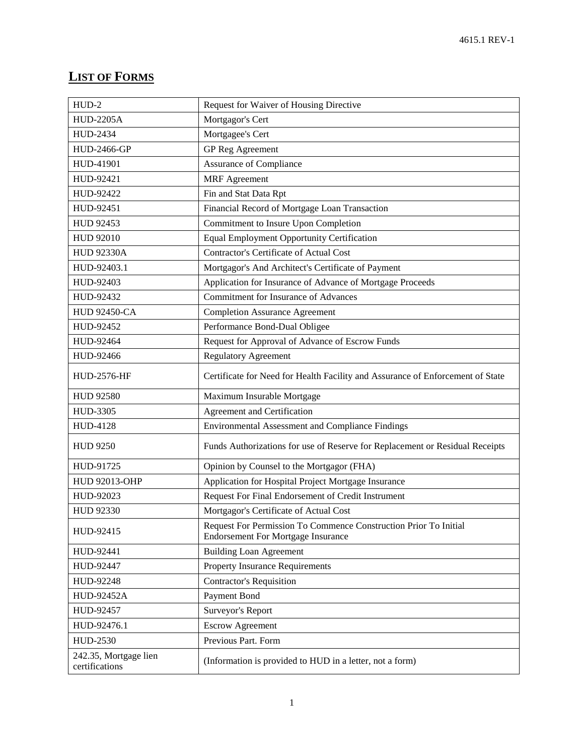## LIST OF FORMS

| | |
|---|---|
| HUD-2 | Request for Waiver of Housing Directive |
| HUD-2205A | Mortgagor's Cert |
| HUD-2434 | Mortgagee's Cert |
| HUD-2466-GP | GP Reg Agreement |
| HUD-41901 | Assurance of Compliance |
| HUD-92421 | MRF Agreement |
| HUD-92422 | Fin and Stat Data Rpt |
| HUD-92451 | Financial Record of Mortgage Loan Transaction |
| HUD 92453 | Commitment to Insure Upon Completion |
| HUD 92010 | Equal Employment Opportunity Certification |
| HUD 92330A | Contractor's Certificate of Actual Cost |
| HUD-92403.1 | Mortgagor's And Architect's Certificate of Payment |
| HUD-92403 | Application for Insurance of Advance of Mortgage Proceeds |
| HUD-92432 | Commitment for Insurance of Advances |
| HUD 92450-CA | Completion Assurance Agreement |
| HUD-92452 | Performance Bond-Dual Obligee |
| HUD-92464 | Request for Approval of Advance of Escrow Funds |
| HUD-92466 | Regulatory Agreement |
| HUD-2576-HF | Certificate for Need for Health Facility and Assurance of Enforcement of State |
| HUD 92580 | Maximum Insurable Mortgage |
| HUD-3305 | Agreement and Certification |
| HUD-4128 | Environmental Assessment and Compliance Findings |
| HUD 9250 | Funds Authorizations for use of Reserve for Replacement or Residual Receipts |
| HUD-91725 | Opinion by Counsel to the Mortgagor (FHA) |
| HUD 92013-OHP | Application for Hospital Project Mortgage Insurance |
| HUD-92023 | Request For Final Endorsement of Credit Instrument |
| HUD 92330 | Mortgagor's Certificate of Actual Cost |
| HUD-92415 | Request For Permission To Commence Construction Prior To Initial Endorsement For Mortgage Insurance |
| HUD-92441 | Building Loan Agreement |
| HUD-92447 | Property Insurance Requirements |
| HUD-92248 | Contractor's Requisition |
| HUD-92452A | Payment Bond |
| HUD-92457 | Surveyor's Report |
| HUD-92476.1 | Escrow Agreement |
| HUD-2530 | Previous Part. Form |
| 242.35, Mortgage lien certifications | (Information is provided to HUD in a letter, not a form) |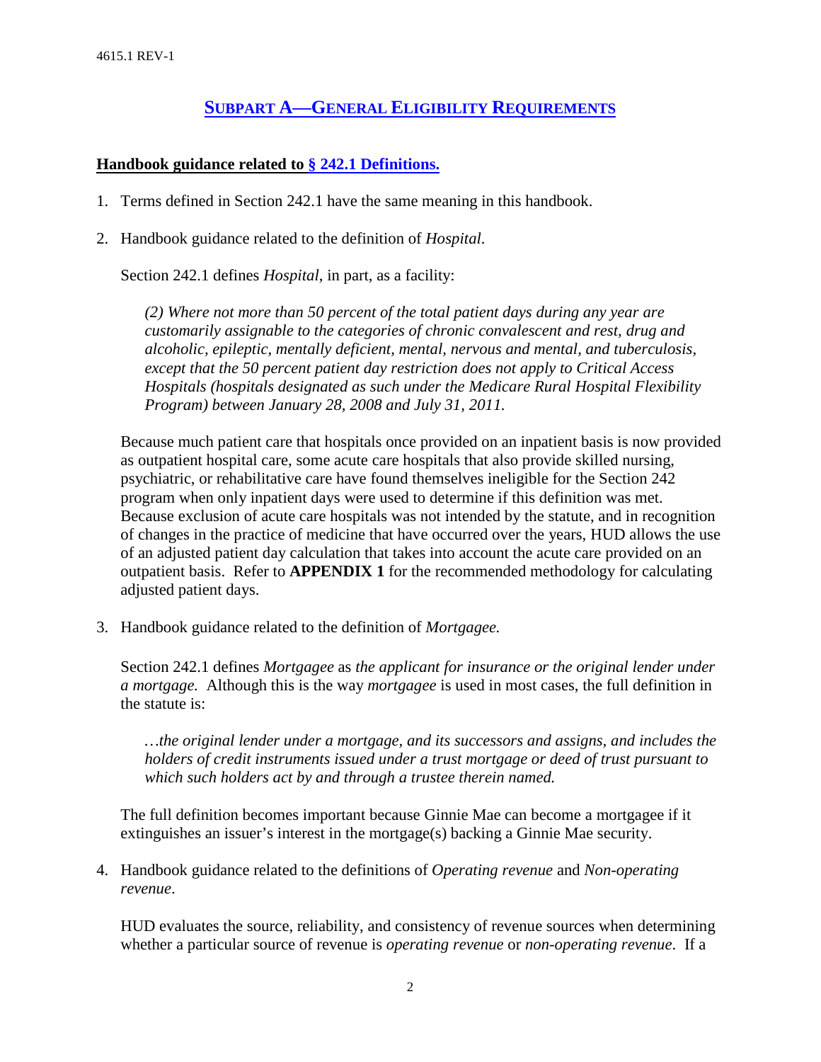## SUBPART A—GENERAL ELIGIBILITY REQUIREMENTS

**Handbook guidance related to § 242.1 Definitions.**

1. Terms defined in Section 242.1 have the same meaning in this handbook.

2. Handbook guidance related to the definition of *Hospital*.

   Section 242.1 defines *Hospital*, in part, as a facility:

   > *(2) Where not more than 50 percent of the total patient days during any year are customarily assignable to the categories of chronic convalescent and rest, drug and alcoholic, epileptic, mentally deficient, mental, nervous and mental, and tuberculosis, except that the 50 percent patient day restriction does not apply to Critical Access Hospitals (hospitals designated as such under the Medicare Rural Hospital Flexibility Program) between January 28, 2008 and July 31, 2011.*

   Because much patient care that hospitals once provided on an inpatient basis is now provided as outpatient hospital care, some acute care hospitals that also provide skilled nursing, psychiatric, or rehabilitative care have found themselves ineligible for the Section 242 program when only inpatient days were used to determine if this definition was met. Because exclusion of acute care hospitals was not intended by the statute, and in recognition of changes in the practice of medicine that have occurred over the years, HUD allows the use of an adjusted patient day calculation that takes into account the acute care provided on an outpatient basis. Refer to **APPENDIX 1** for the recommended methodology for calculating adjusted patient days.

3. Handbook guidance related to the definition of *Mortgagee.*

   Section 242.1 defines *Mortgagee* as *the applicant for insurance or the original lender under a mortgage.* Although this is the way *mortgagee* is used in most cases, the full definition in the statute is:

   > *…the original lender under a mortgage, and its successors and assigns, and includes the holders of credit instruments issued under a trust mortgage or deed of trust pursuant to which such holders act by and through a trustee therein named.*

   The full definition becomes important because Ginnie Mae can become a mortgagee if it extinguishes an issuer's interest in the mortgage(s) backing a Ginnie Mae security.

4. Handbook guidance related to the definitions of *Operating revenue* and *Non-operating revenue*.

   HUD evaluates the source, reliability, and consistency of revenue sources when determining whether a particular source of revenue is *operating revenue* or *non-operating revenue*. If a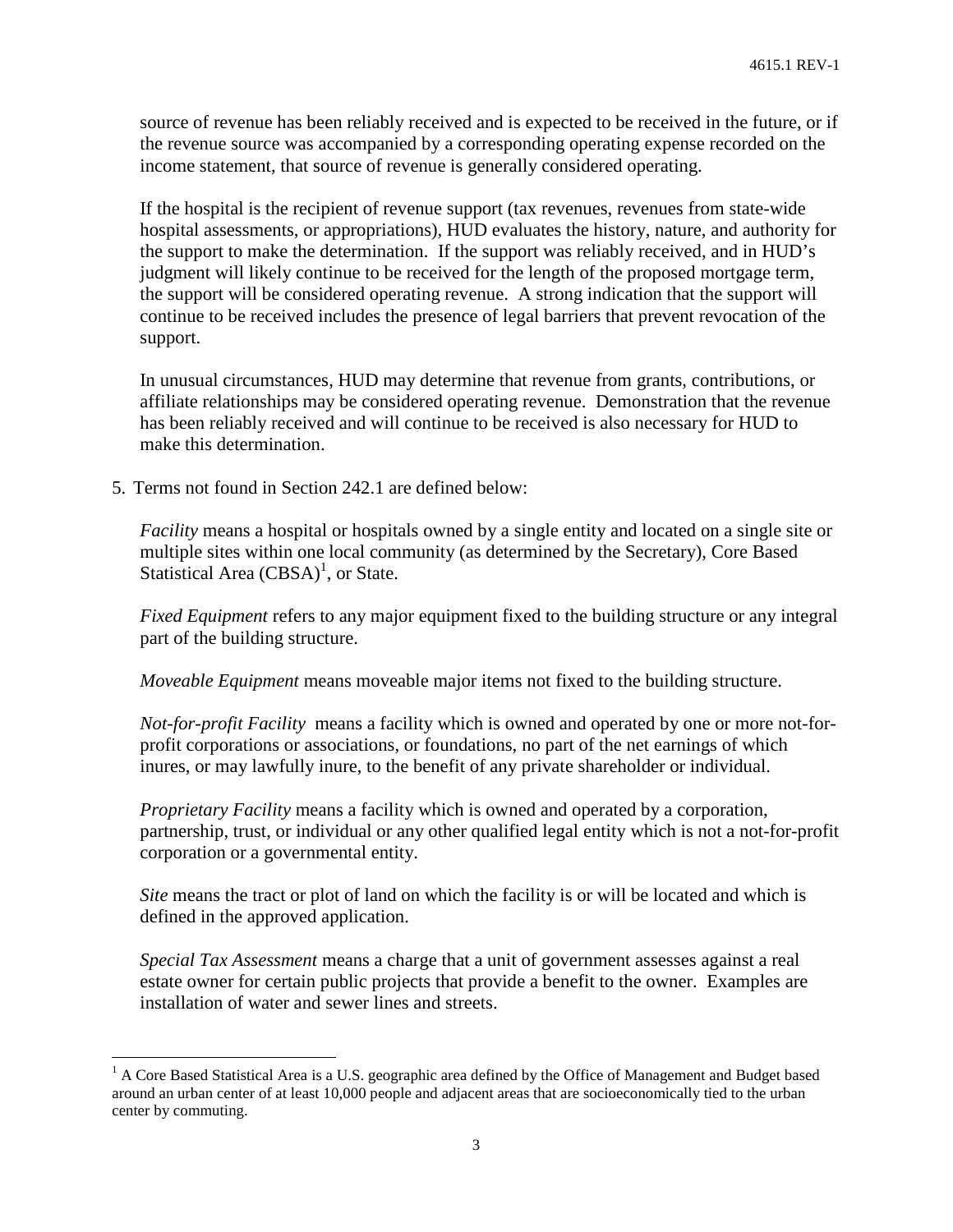source of revenue has been reliably received and is expected to be received in the future, or if the revenue source was accompanied by a corresponding operating expense recorded on the income statement, that source of revenue is generally considered operating.

If the hospital is the recipient of revenue support (tax revenues, revenues from state-wide hospital assessments, or appropriations), HUD evaluates the history, nature, and authority for the support to make the determination. If the support was reliably received, and in HUD's judgment will likely continue to be received for the length of the proposed mortgage term, the support will be considered operating revenue. A strong indication that the support will continue to be received includes the presence of legal barriers that prevent revocation of the support.

In unusual circumstances, HUD may determine that revenue from grants, contributions, or affiliate relationships may be considered operating revenue. Demonstration that the revenue has been reliably received and will continue to be received is also necessary for HUD to make this determination.

5. Terms not found in Section 242.1 are defined below:

*Facility* means a hospital or hospitals owned by a single entity and located on a single site or multiple sites within one local community (as determined by the Secretary), Core Based Statistical Area (CBSA)[1], or State.

*Fixed Equipment* refers to any major equipment fixed to the building structure or any integral part of the building structure.

*Moveable Equipment* means moveable major items not fixed to the building structure.

*Not-for-profit Facility* means a facility which is owned and operated by one or more not-for-profit corporations or associations, or foundations, no part of the net earnings of which inures, or may lawfully inure, to the benefit of any private shareholder or individual.

*Proprietary Facility* means a facility which is owned and operated by a corporation, partnership, trust, or individual or any other qualified legal entity which is not a not-for-profit corporation or a governmental entity.

*Site* means the tract or plot of land on which the facility is or will be located and which is defined in the approved application.

*Special Tax Assessment* means a charge that a unit of government assesses against a real estate owner for certain public projects that provide a benefit to the owner. Examples are installation of water and sewer lines and streets.

[1] A Core Based Statistical Area is a U.S. geographic area defined by the Office of Management and Budget based around an urban center of at least 10,000 people and adjacent areas that are socioeconomically tied to the urban center by commuting.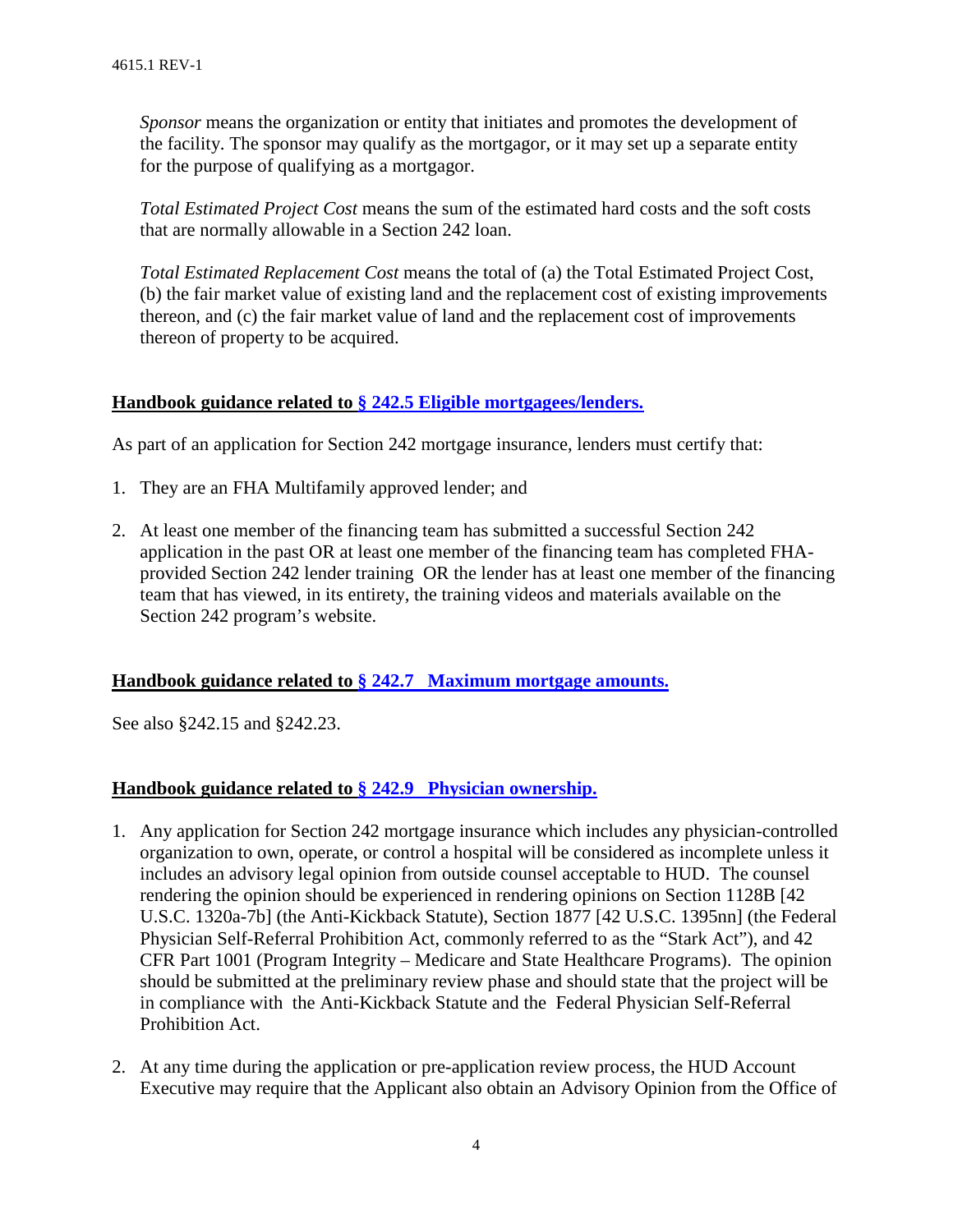*Sponsor* means the organization or entity that initiates and promotes the development of the facility. The sponsor may qualify as the mortgagor, or it may set up a separate entity for the purpose of qualifying as a mortgagor.

*Total Estimated Project Cost* means the sum of the estimated hard costs and the soft costs that are normally allowable in a Section 242 loan.

*Total Estimated Replacement Cost* means the total of (a) the Total Estimated Project Cost, (b) the fair market value of existing land and the replacement cost of existing improvements thereon, and (c) the fair market value of land and the replacement cost of improvements thereon of property to be acquired.

**Handbook guidance related to § 242.5 Eligible mortgagees/lenders.**

As part of an application for Section 242 mortgage insurance, lenders must certify that:

1. They are an FHA Multifamily approved lender; and
2. At least one member of the financing team has submitted a successful Section 242 application in the past OR at least one member of the financing team has completed FHA-provided Section 242 lender training OR the lender has at least one member of the financing team that has viewed, in its entirety, the training videos and materials available on the Section 242 program's website.

**Handbook guidance related to § 242.7 Maximum mortgage amounts.**

See also §242.15 and §242.23.

**Handbook guidance related to § 242.9 Physician ownership.**

1. Any application for Section 242 mortgage insurance which includes any physician-controlled organization to own, operate, or control a hospital will be considered as incomplete unless it includes an advisory legal opinion from outside counsel acceptable to HUD. The counsel rendering the opinion should be experienced in rendering opinions on Section 1128B [42 U.S.C. 1320a-7b] (the Anti-Kickback Statute), Section 1877 [42 U.S.C. 1395nn] (the Federal Physician Self-Referral Prohibition Act, commonly referred to as the "Stark Act"), and 42 CFR Part 1001 (Program Integrity – Medicare and State Healthcare Programs). The opinion should be submitted at the preliminary review phase and should state that the project will be in compliance with the Anti-Kickback Statute and the Federal Physician Self-Referral Prohibition Act.
2. At any time during the application or pre-application review process, the HUD Account Executive may require that the Applicant also obtain an Advisory Opinion from the Office of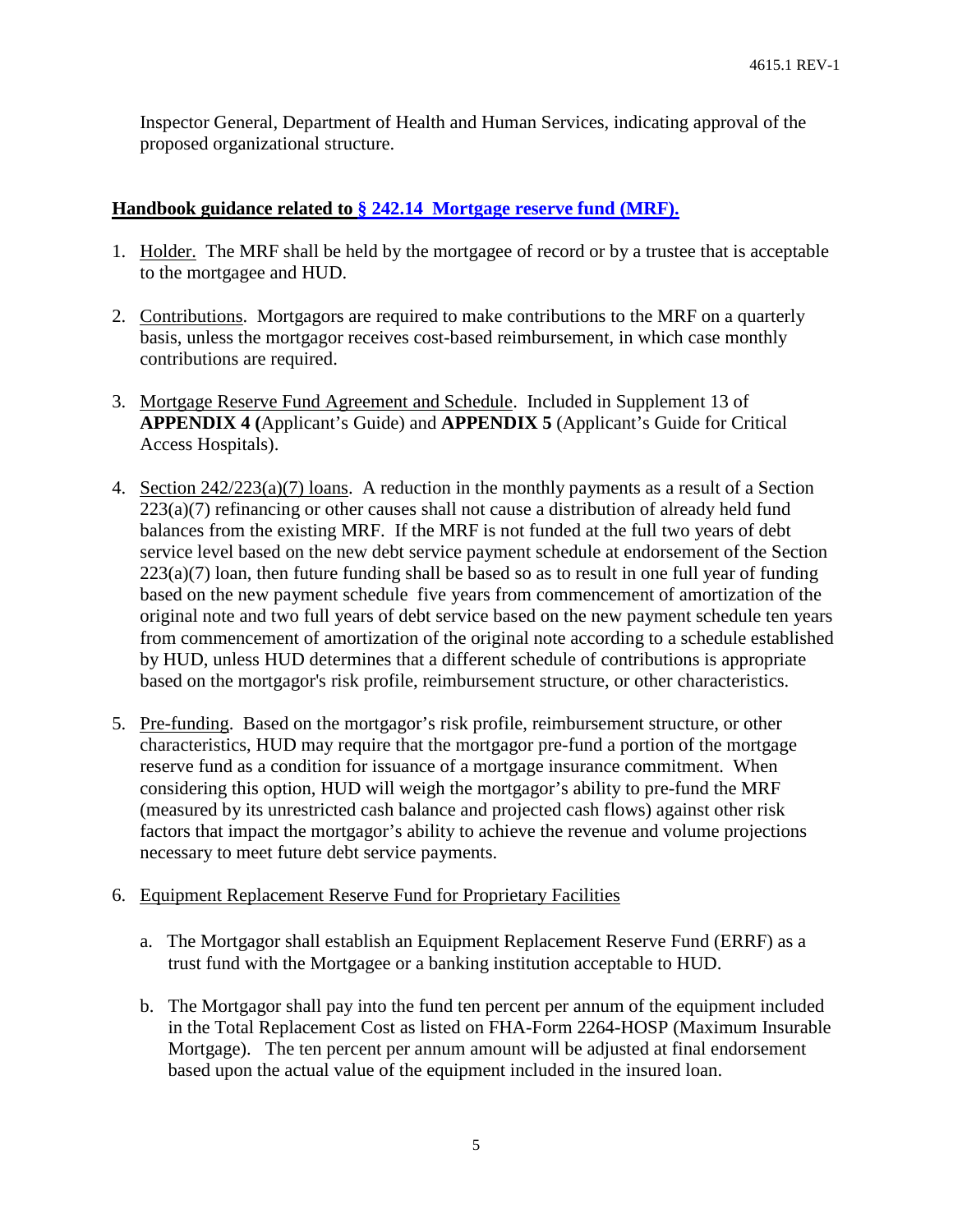Inspector General, Department of Health and Human Services, indicating approval of the proposed organizational structure.

**Handbook guidance related to [§ 242.14 Mortgage reserve fund (MRF).]()**

1. Holder. The MRF shall be held by the mortgagee of record or by a trustee that is acceptable to the mortgagee and HUD.

2. Contributions. Mortgagors are required to make contributions to the MRF on a quarterly basis, unless the mortgagor receives cost-based reimbursement, in which case monthly contributions are required.

3. Mortgage Reserve Fund Agreement and Schedule. Included in Supplement 13 of **APPENDIX 4 (**Applicant's Guide) and **APPENDIX 5** (Applicant's Guide for Critical Access Hospitals).

4. Section 242/223(a)(7) loans. A reduction in the monthly payments as a result of a Section 223(a)(7) refinancing or other causes shall not cause a distribution of already held fund balances from the existing MRF. If the MRF is not funded at the full two years of debt service level based on the new debt service payment schedule at endorsement of the Section 223(a)(7) loan, then future funding shall be based so as to result in one full year of funding based on the new payment schedule five years from commencement of amortization of the original note and two full years of debt service based on the new payment schedule ten years from commencement of amortization of the original note according to a schedule established by HUD, unless HUD determines that a different schedule of contributions is appropriate based on the mortgagor's risk profile, reimbursement structure, or other characteristics.

5. Pre-funding. Based on the mortgagor's risk profile, reimbursement structure, or other characteristics, HUD may require that the mortgagor pre-fund a portion of the mortgage reserve fund as a condition for issuance of a mortgage insurance commitment. When considering this option, HUD will weigh the mortgagor's ability to pre-fund the MRF (measured by its unrestricted cash balance and projected cash flows) against other risk factors that impact the mortgagor's ability to achieve the revenue and volume projections necessary to meet future debt service payments.

6. Equipment Replacement Reserve Fund for Proprietary Facilities

   a. The Mortgagor shall establish an Equipment Replacement Reserve Fund (ERRF) as a trust fund with the Mortgagee or a banking institution acceptable to HUD.

   b. The Mortgagor shall pay into the fund ten percent per annum of the equipment included in the Total Replacement Cost as listed on FHA-Form 2264-HOSP (Maximum Insurable Mortgage). The ten percent per annum amount will be adjusted at final endorsement based upon the actual value of the equipment included in the insured loan.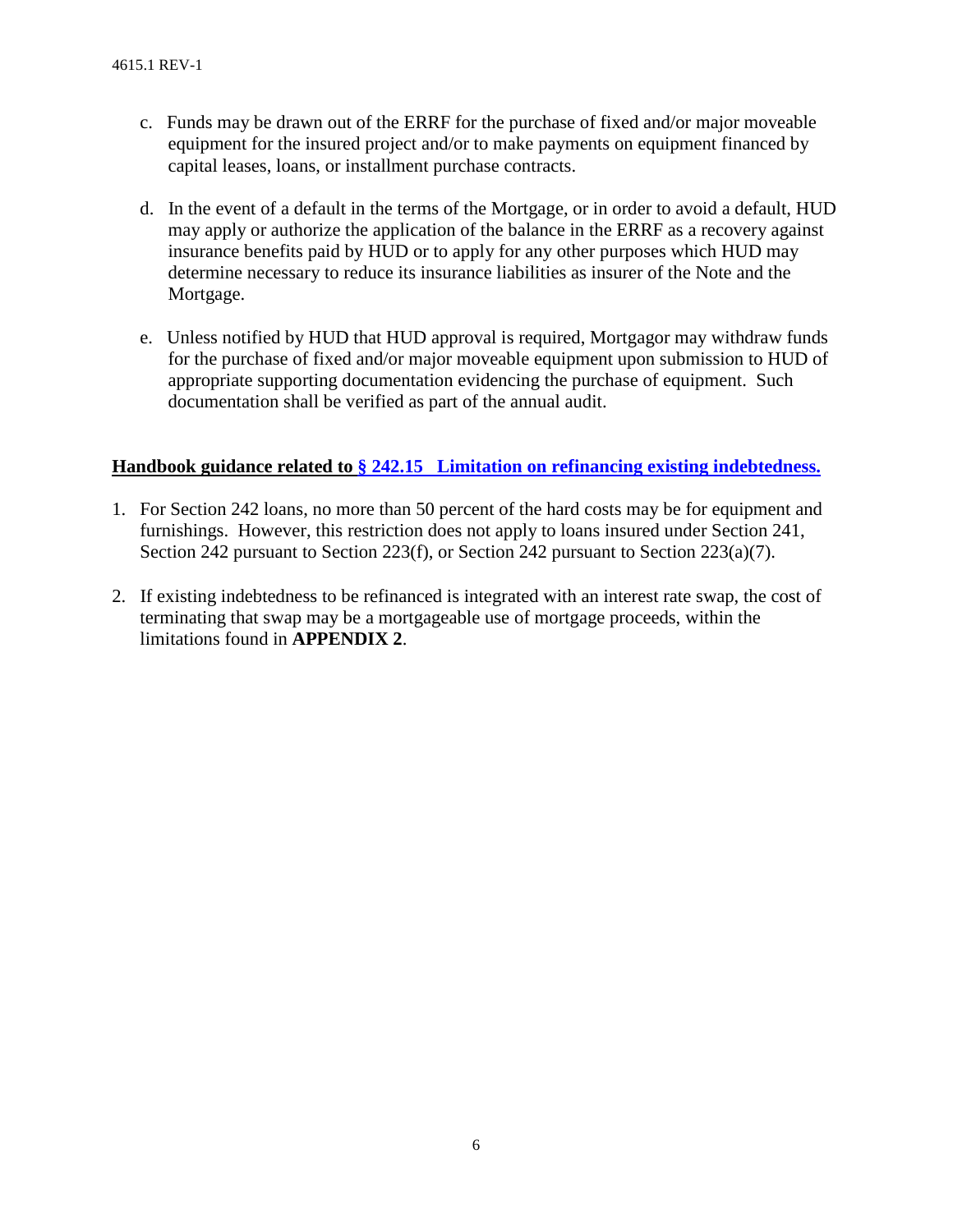c. Funds may be drawn out of the ERRF for the purchase of fixed and/or major moveable equipment for the insured project and/or to make payments on equipment financed by capital leases, loans, or installment purchase contracts.

d. In the event of a default in the terms of the Mortgage, or in order to avoid a default, HUD may apply or authorize the application of the balance in the ERRF as a recovery against insurance benefits paid by HUD or to apply for any other purposes which HUD may determine necessary to reduce its insurance liabilities as insurer of the Note and the Mortgage.

e. Unless notified by HUD that HUD approval is required, Mortgagor may withdraw funds for the purchase of fixed and/or major moveable equipment upon submission to HUD of appropriate supporting documentation evidencing the purchase of equipment. Such documentation shall be verified as part of the annual audit.

**Handbook guidance related to § 242.15 Limitation on refinancing existing indebtedness.**

1. For Section 242 loans, no more than 50 percent of the hard costs may be for equipment and furnishings. However, this restriction does not apply to loans insured under Section 241, Section 242 pursuant to Section 223(f), or Section 242 pursuant to Section 223(a)(7).

2. If existing indebtedness to be refinanced is integrated with an interest rate swap, the cost of terminating that swap may be a mortgageable use of mortgage proceeds, within the limitations found in **APPENDIX 2**.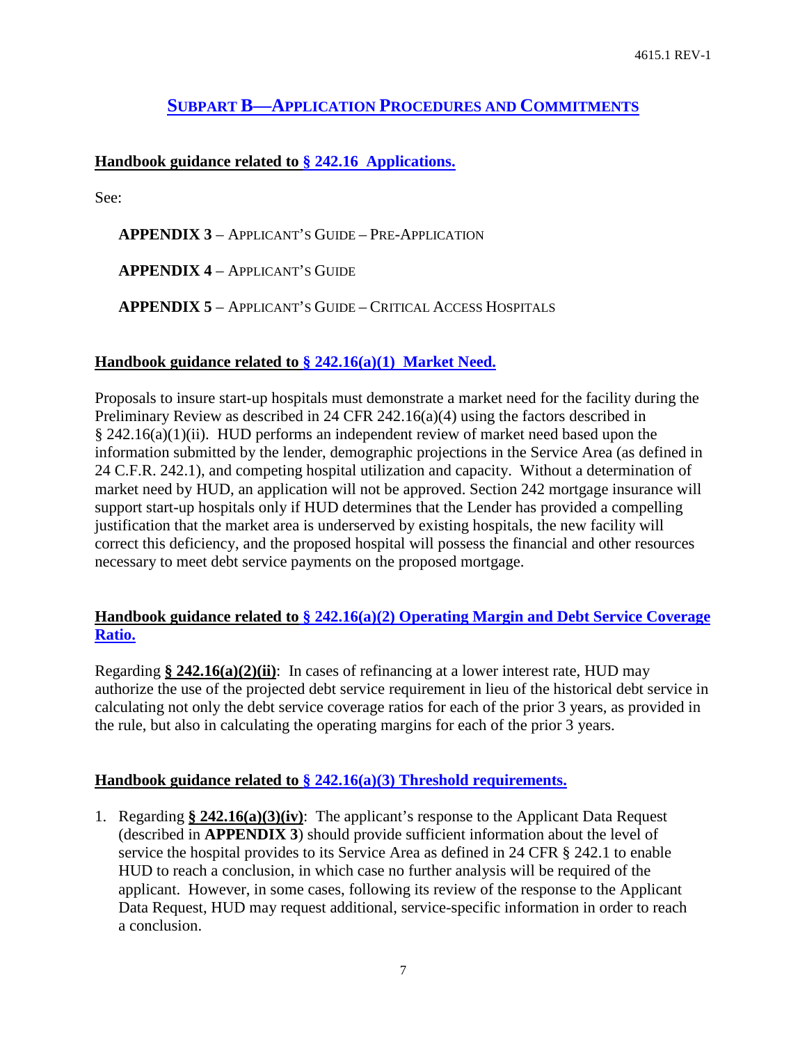## SUBPART B—APPLICATION PROCEDURES AND COMMITMENTS

**Handbook guidance related to § 242.16 Applications.**

See:

**APPENDIX 3** – APPLICANT'S GUIDE – PRE-APPLICATION

**APPENDIX 4** – APPLICANT'S GUIDE

**APPENDIX 5** – APPLICANT'S GUIDE – CRITICAL ACCESS HOSPITALS

**Handbook guidance related to § 242.16(a)(1) Market Need.**

Proposals to insure start-up hospitals must demonstrate a market need for the facility during the Preliminary Review as described in 24 CFR 242.16(a)(4) using the factors described in § 242.16(a)(1)(ii). HUD performs an independent review of market need based upon the information submitted by the lender, demographic projections in the Service Area (as defined in 24 C.F.R. 242.1), and competing hospital utilization and capacity. Without a determination of market need by HUD, an application will not be approved. Section 242 mortgage insurance will support start-up hospitals only if HUD determines that the Lender has provided a compelling justification that the market area is underserved by existing hospitals, the new facility will correct this deficiency, and the proposed hospital will possess the financial and other resources necessary to meet debt service payments on the proposed mortgage.

**Handbook guidance related to § 242.16(a)(2) Operating Margin and Debt Service Coverage Ratio.**

Regarding **§ 242.16(a)(2)(ii)**: In cases of refinancing at a lower interest rate, HUD may authorize the use of the projected debt service requirement in lieu of the historical debt service in calculating not only the debt service coverage ratios for each of the prior 3 years, as provided in the rule, but also in calculating the operating margins for each of the prior 3 years.

**Handbook guidance related to § 242.16(a)(3) Threshold requirements.**

1. Regarding **§ 242.16(a)(3)(iv)**: The applicant's response to the Applicant Data Request (described in **APPENDIX 3**) should provide sufficient information about the level of service the hospital provides to its Service Area as defined in 24 CFR § 242.1 to enable HUD to reach a conclusion, in which case no further analysis will be required of the applicant. However, in some cases, following its review of the response to the Applicant Data Request, HUD may request additional, service-specific information in order to reach a conclusion.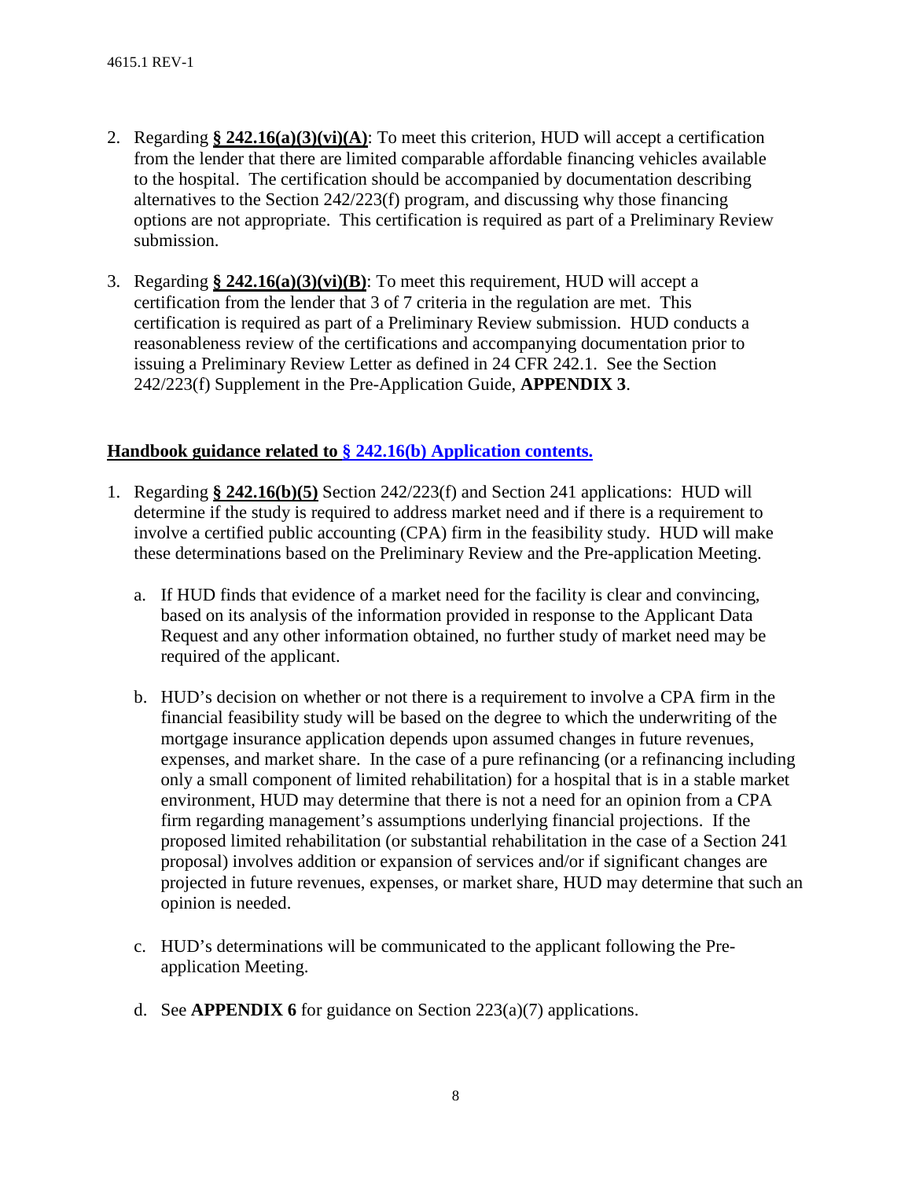2. Regarding **§ 242.16(a)(3)(vi)(A)**: To meet this criterion, HUD will accept a certification from the lender that there are limited comparable affordable financing vehicles available to the hospital. The certification should be accompanied by documentation describing alternatives to the Section 242/223(f) program, and discussing why those financing options are not appropriate. This certification is required as part of a Preliminary Review submission.

3. Regarding **§ 242.16(a)(3)(vi)(B)**: To meet this requirement, HUD will accept a certification from the lender that 3 of 7 criteria in the regulation are met. This certification is required as part of a Preliminary Review submission. HUD conducts a reasonableness review of the certifications and accompanying documentation prior to issuing a Preliminary Review Letter as defined in 24 CFR 242.1. See the Section 242/223(f) Supplement in the Pre-Application Guide, **APPENDIX 3**.

**Handbook guidance related to § 242.16(b) Application contents.**

1. Regarding **§ 242.16(b)(5)** Section 242/223(f) and Section 241 applications: HUD will determine if the study is required to address market need and if there is a requirement to involve a certified public accounting (CPA) firm in the feasibility study. HUD will make these determinations based on the Preliminary Review and the Pre-application Meeting.

   a. If HUD finds that evidence of a market need for the facility is clear and convincing, based on its analysis of the information provided in response to the Applicant Data Request and any other information obtained, no further study of market need may be required of the applicant.

   b. HUD's decision on whether or not there is a requirement to involve a CPA firm in the financial feasibility study will be based on the degree to which the underwriting of the mortgage insurance application depends upon assumed changes in future revenues, expenses, and market share. In the case of a pure refinancing (or a refinancing including only a small component of limited rehabilitation) for a hospital that is in a stable market environment, HUD may determine that there is not a need for an opinion from a CPA firm regarding management's assumptions underlying financial projections. If the proposed limited rehabilitation (or substantial rehabilitation in the case of a Section 241 proposal) involves addition or expansion of services and/or if significant changes are projected in future revenues, expenses, or market share, HUD may determine that such an opinion is needed.

   c. HUD's determinations will be communicated to the applicant following the Pre-application Meeting.

   d. See **APPENDIX 6** for guidance on Section 223(a)(7) applications.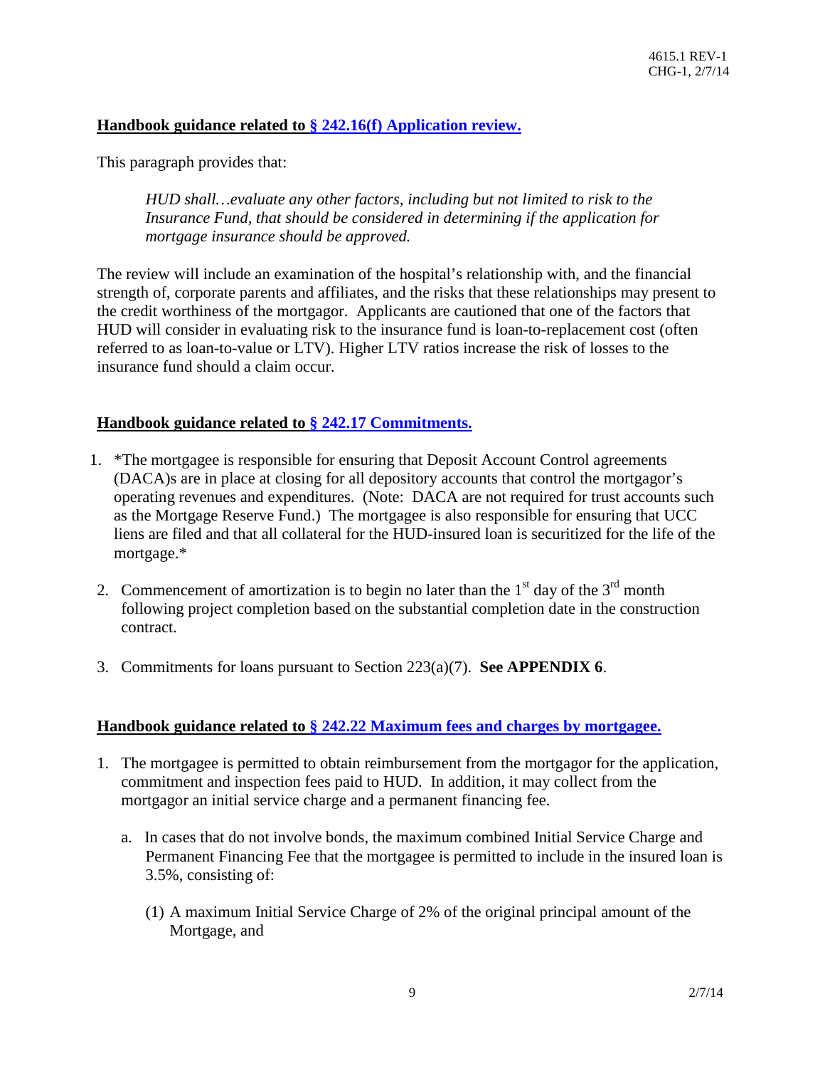**Handbook guidance related to § 242.16(f) Application review.**

This paragraph provides that:

> *HUD shall…evaluate any other factors, including but not limited to risk to the Insurance Fund, that should be considered in determining if the application for mortgage insurance should be approved.*

The review will include an examination of the hospital's relationship with, and the financial strength of, corporate parents and affiliates, and the risks that these relationships may present to the credit worthiness of the mortgagor. Applicants are cautioned that one of the factors that HUD will consider in evaluating risk to the insurance fund is loan-to-replacement cost (often referred to as loan-to-value or LTV). Higher LTV ratios increase the risk of losses to the insurance fund should a claim occur.

**Handbook guidance related to § 242.17 Commitments.**

1. *The mortgagee is responsible for ensuring that Deposit Account Control agreements (DACA)s are in place at closing for all depository accounts that control the mortgagor's operating revenues and expenditures. (Note: DACA are not required for trust accounts such as the Mortgage Reserve Fund.) The mortgagee is also responsible for ensuring that UCC liens are filed and that all collateral for the HUD-insured loan is securitized for the life of the mortgage.*

2. Commencement of amortization is to begin no later than the 1st day of the 3rd month following project completion based on the substantial completion date in the construction contract.

3. Commitments for loans pursuant to Section 223(a)(7). **See APPENDIX 6**.

**Handbook guidance related to § 242.22 Maximum fees and charges by mortgagee.**

1. The mortgagee is permitted to obtain reimbursement from the mortgagor for the application, commitment and inspection fees paid to HUD. In addition, it may collect from the mortgagor an initial service charge and a permanent financing fee.

   a. In cases that do not involve bonds, the maximum combined Initial Service Charge and Permanent Financing Fee that the mortgagee is permitted to include in the insured loan is 3.5%, consisting of:

      (1) A maximum Initial Service Charge of 2% of the original principal amount of the Mortgage, and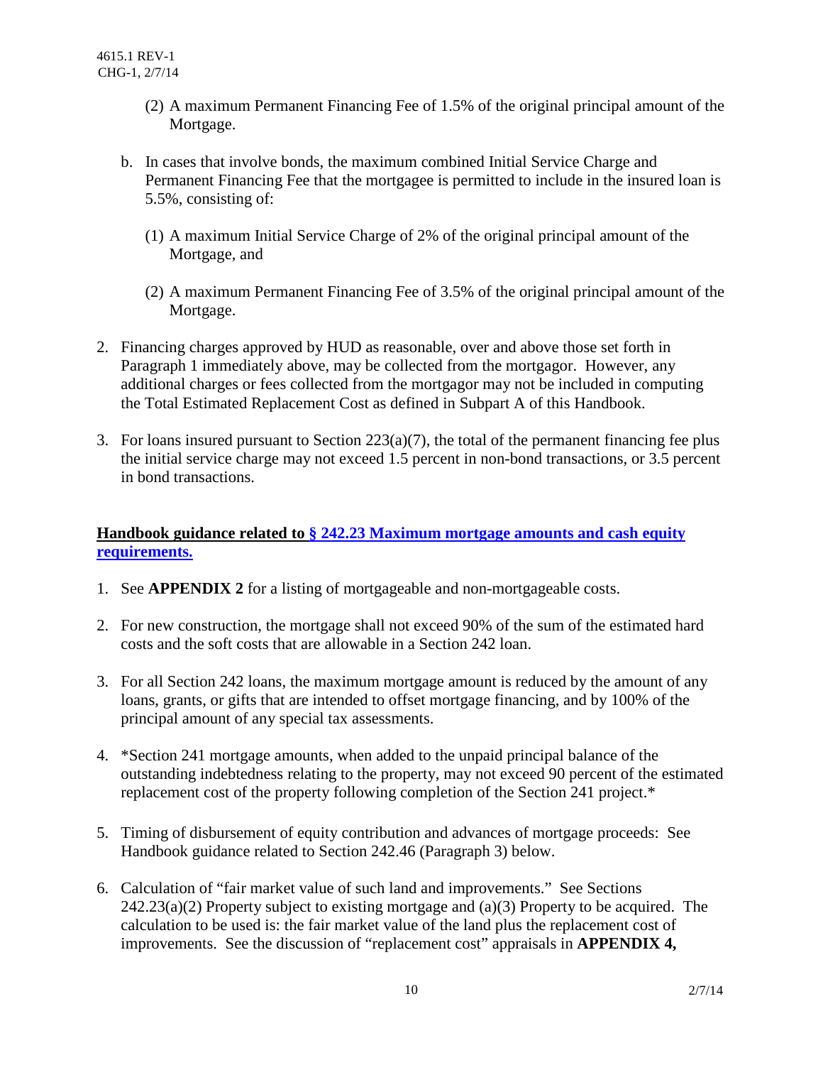(2) A maximum Permanent Financing Fee of 1.5% of the original principal amount of the Mortgage.

b. In cases that involve bonds, the maximum combined Initial Service Charge and Permanent Financing Fee that the mortgagee is permitted to include in the insured loan is 5.5%, consisting of:

   (1) A maximum Initial Service Charge of 2% of the original principal amount of the Mortgage, and

   (2) A maximum Permanent Financing Fee of 3.5% of the original principal amount of the Mortgage.

2. Financing charges approved by HUD as reasonable, over and above those set forth in Paragraph 1 immediately above, may be collected from the mortgagor. However, any additional charges or fees collected from the mortgagor may not be included in computing the Total Estimated Replacement Cost as defined in Subpart A of this Handbook.

3. For loans insured pursuant to Section 223(a)(7), the total of the permanent financing fee plus the initial service charge may not exceed 1.5 percent in non-bond transactions, or 3.5 percent in bond transactions.

**Handbook guidance related to § 242.23 Maximum mortgage amounts and cash equity requirements.**

1. See **APPENDIX 2** for a listing of mortgageable and non-mortgageable costs.

2. For new construction, the mortgage shall not exceed 90% of the sum of the estimated hard costs and the soft costs that are allowable in a Section 242 loan.

3. For all Section 242 loans, the maximum mortgage amount is reduced by the amount of any loans, grants, or gifts that are intended to offset mortgage financing, and by 100% of the principal amount of any special tax assessments.

4. *Section 241 mortgage amounts, when added to the unpaid principal balance of the outstanding indebtedness relating to the property, may not exceed 90 percent of the estimated replacement cost of the property following completion of the Section 241 project.*

5. Timing of disbursement of equity contribution and advances of mortgage proceeds: See Handbook guidance related to Section 242.46 (Paragraph 3) below.

6. Calculation of "fair market value of such land and improvements." See Sections 242.23(a)(2) Property subject to existing mortgage and (a)(3) Property to be acquired. The calculation to be used is: the fair market value of the land plus the replacement cost of improvements. See the discussion of "replacement cost" appraisals in **APPENDIX 4,**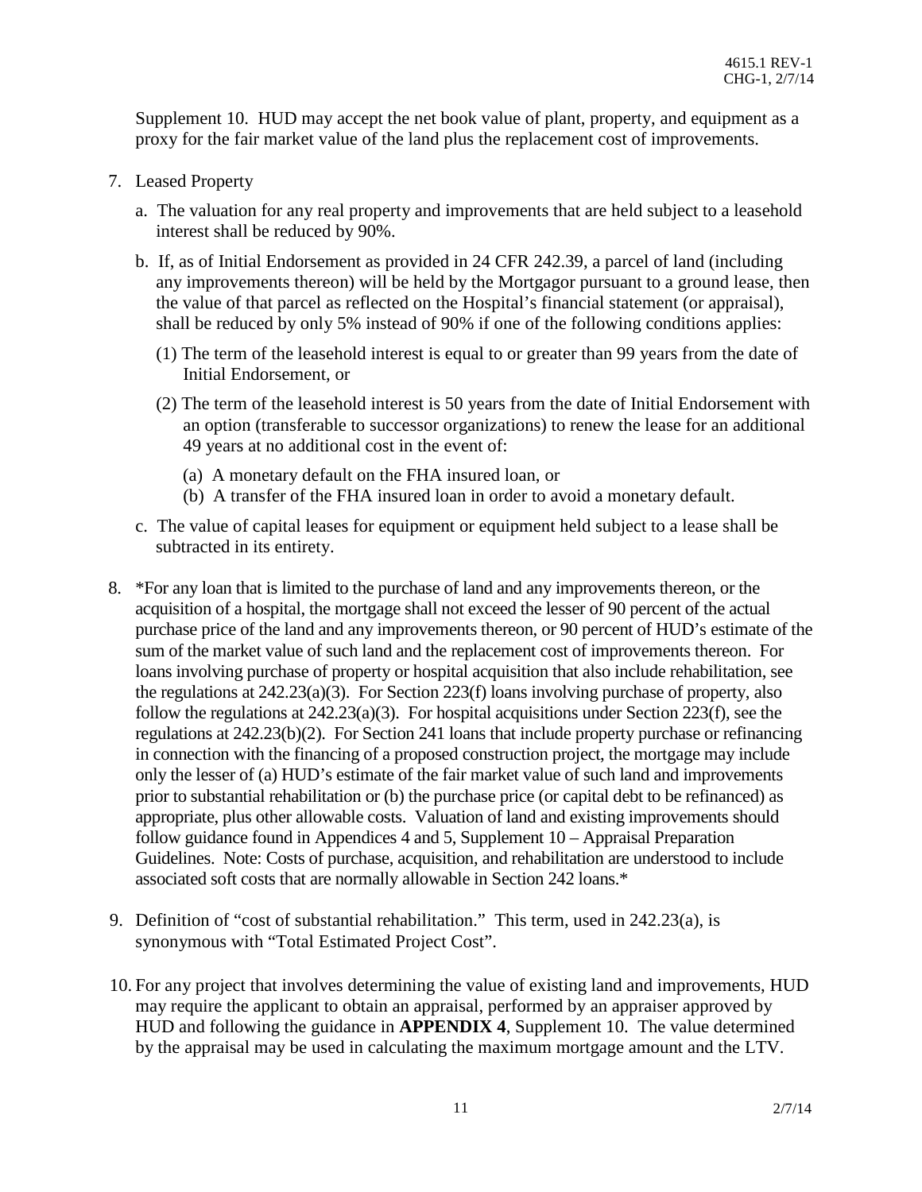Supplement 10. HUD may accept the net book value of plant, property, and equipment as a proxy for the fair market value of the land plus the replacement cost of improvements.

7. Leased Property

   a. The valuation for any real property and improvements that are held subject to a leasehold interest shall be reduced by 90%.

   b. If, as of Initial Endorsement as provided in 24 CFR 242.39, a parcel of land (including any improvements thereon) will be held by the Mortgagor pursuant to a ground lease, then the value of that parcel as reflected on the Hospital's financial statement (or appraisal), shall be reduced by only 5% instead of 90% if one of the following conditions applies:

      (1) The term of the leasehold interest is equal to or greater than 99 years from the date of Initial Endorsement, or

      (2) The term of the leasehold interest is 50 years from the date of Initial Endorsement with an option (transferable to successor organizations) to renew the lease for an additional 49 years at no additional cost in the event of:

         (a) A monetary default on the FHA insured loan, or
         (b) A transfer of the FHA insured loan in order to avoid a monetary default.

   c. The value of capital leases for equipment or equipment held subject to a lease shall be subtracted in its entirety.

8. *For any loan that is limited to the purchase of land and any improvements thereon, or the acquisition of a hospital, the mortgage shall not exceed the lesser of 90 percent of the actual purchase price of the land and any improvements thereon, or 90 percent of HUD's estimate of the sum of the market value of such land and the replacement cost of improvements thereon. For loans involving purchase of property or hospital acquisition that also include rehabilitation, see the regulations at 242.23(a)(3). For Section 223(f) loans involving purchase of property, also follow the regulations at 242.23(a)(3). For hospital acquisitions under Section 223(f), see the regulations at 242.23(b)(2). For Section 241 loans that include property purchase or refinancing in connection with the financing of a proposed construction project, the mortgage may include only the lesser of (a) HUD's estimate of the fair market value of such land and improvements prior to substantial rehabilitation or (b) the purchase price (or capital debt to be refinanced) as appropriate, plus other allowable costs. Valuation of land and existing improvements should follow guidance found in Appendices 4 and 5, Supplement 10 – Appraisal Preparation Guidelines. Note: Costs of purchase, acquisition, and rehabilitation are understood to include associated soft costs that are normally allowable in Section 242 loans.*

9. Definition of "cost of substantial rehabilitation." This term, used in 242.23(a), is synonymous with "Total Estimated Project Cost".

10. For any project that involves determining the value of existing land and improvements, HUD may require the applicant to obtain an appraisal, performed by an appraiser approved by HUD and following the guidance in **APPENDIX 4**, Supplement 10. The value determined by the appraisal may be used in calculating the maximum mortgage amount and the LTV.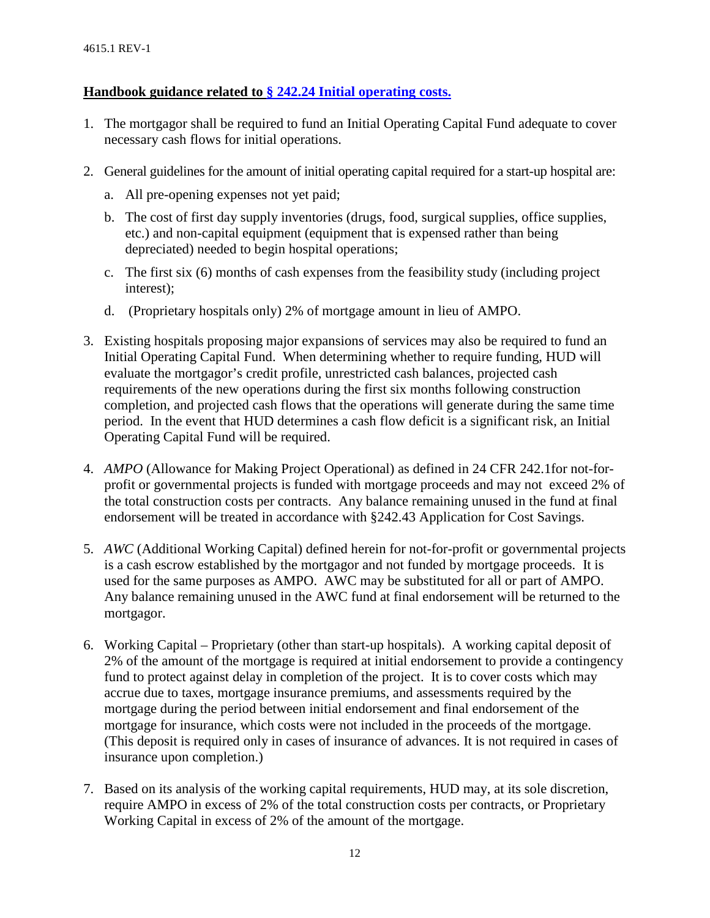**Handbook guidance related to [§ 242.24 Initial operating costs.](#)**

1. The mortgagor shall be required to fund an Initial Operating Capital Fund adequate to cover necessary cash flows for initial operations.

2. General guidelines for the amount of initial operating capital required for a start-up hospital are:

   a. All pre-opening expenses not yet paid;

   b. The cost of first day supply inventories (drugs, food, surgical supplies, office supplies, etc.) and non-capital equipment (equipment that is expensed rather than being depreciated) needed to begin hospital operations;

   c. The first six (6) months of cash expenses from the feasibility study (including project interest);

   d. (Proprietary hospitals only) 2% of mortgage amount in lieu of AMPO.

3. Existing hospitals proposing major expansions of services may also be required to fund an Initial Operating Capital Fund. When determining whether to require funding, HUD will evaluate the mortgagor's credit profile, unrestricted cash balances, projected cash requirements of the new operations during the first six months following construction completion, and projected cash flows that the operations will generate during the same time period. In the event that HUD determines a cash flow deficit is a significant risk, an Initial Operating Capital Fund will be required.

4. *AMPO* (Allowance for Making Project Operational) as defined in 24 CFR 242.1for not-for-profit or governmental projects is funded with mortgage proceeds and may not exceed 2% of the total construction costs per contracts. Any balance remaining unused in the fund at final endorsement will be treated in accordance with §242.43 Application for Cost Savings.

5. *AWC* (Additional Working Capital) defined herein for not-for-profit or governmental projects is a cash escrow established by the mortgagor and not funded by mortgage proceeds. It is used for the same purposes as AMPO. AWC may be substituted for all or part of AMPO. Any balance remaining unused in the AWC fund at final endorsement will be returned to the mortgagor.

6. Working Capital – Proprietary (other than start-up hospitals). A working capital deposit of 2% of the amount of the mortgage is required at initial endorsement to provide a contingency fund to protect against delay in completion of the project. It is to cover costs which may accrue due to taxes, mortgage insurance premiums, and assessments required by the mortgage during the period between initial endorsement and final endorsement of the mortgage for insurance, which costs were not included in the proceeds of the mortgage. (This deposit is required only in cases of insurance of advances. It is not required in cases of insurance upon completion.)

7. Based on its analysis of the working capital requirements, HUD may, at its sole discretion, require AMPO in excess of 2% of the total construction costs per contracts, or Proprietary Working Capital in excess of 2% of the amount of the mortgage.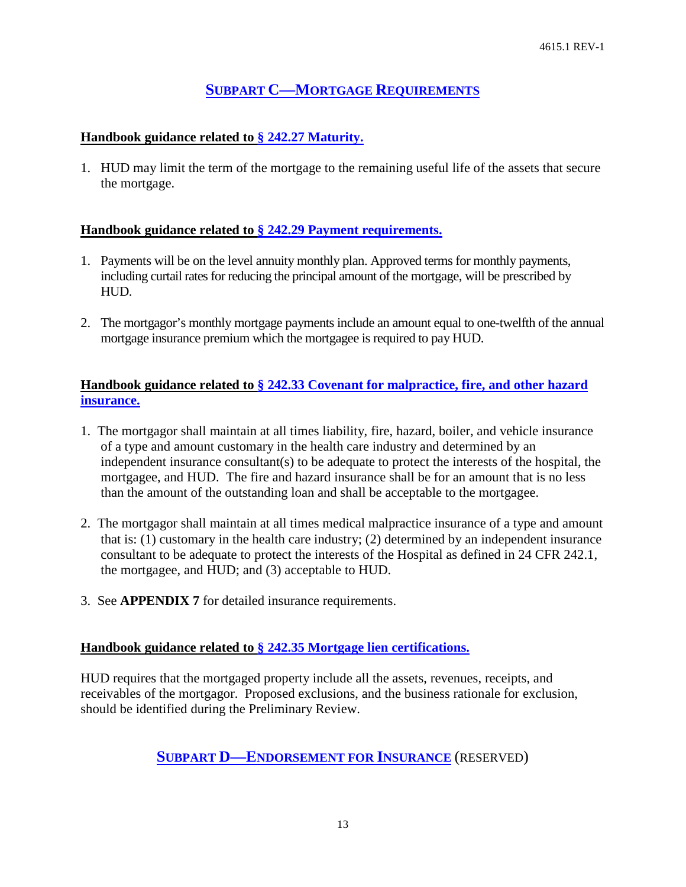## SUBPART C—MORTGAGE REQUIREMENTS

**Handbook guidance related to § 242.27 Maturity.**

1. HUD may limit the term of the mortgage to the remaining useful life of the assets that secure the mortgage.

**Handbook guidance related to § 242.29 Payment requirements.**

1. Payments will be on the level annuity monthly plan. Approved terms for monthly payments, including curtail rates for reducing the principal amount of the mortgage, will be prescribed by HUD.

2. The mortgagor's monthly mortgage payments include an amount equal to one-twelfth of the annual mortgage insurance premium which the mortgagee is required to pay HUD.

**Handbook guidance related to § 242.33 Covenant for malpractice, fire, and other hazard insurance.**

1. The mortgagor shall maintain at all times liability, fire, hazard, boiler, and vehicle insurance of a type and amount customary in the health care industry and determined by an independent insurance consultant(s) to be adequate to protect the interests of the hospital, the mortgagee, and HUD. The fire and hazard insurance shall be for an amount that is no less than the amount of the outstanding loan and shall be acceptable to the mortgagee.

2. The mortgagor shall maintain at all times medical malpractice insurance of a type and amount that is: (1) customary in the health care industry; (2) determined by an independent insurance consultant to be adequate to protect the interests of the Hospital as defined in 24 CFR 242.1, the mortgagee, and HUD; and (3) acceptable to HUD.

3. See **APPENDIX 7** for detailed insurance requirements.

**Handbook guidance related to § 242.35 Mortgage lien certifications.**

HUD requires that the mortgaged property include all the assets, revenues, receipts, and receivables of the mortgagor. Proposed exclusions, and the business rationale for exclusion, should be identified during the Preliminary Review.

## SUBPART D—ENDORSEMENT FOR INSURANCE (RESERVED)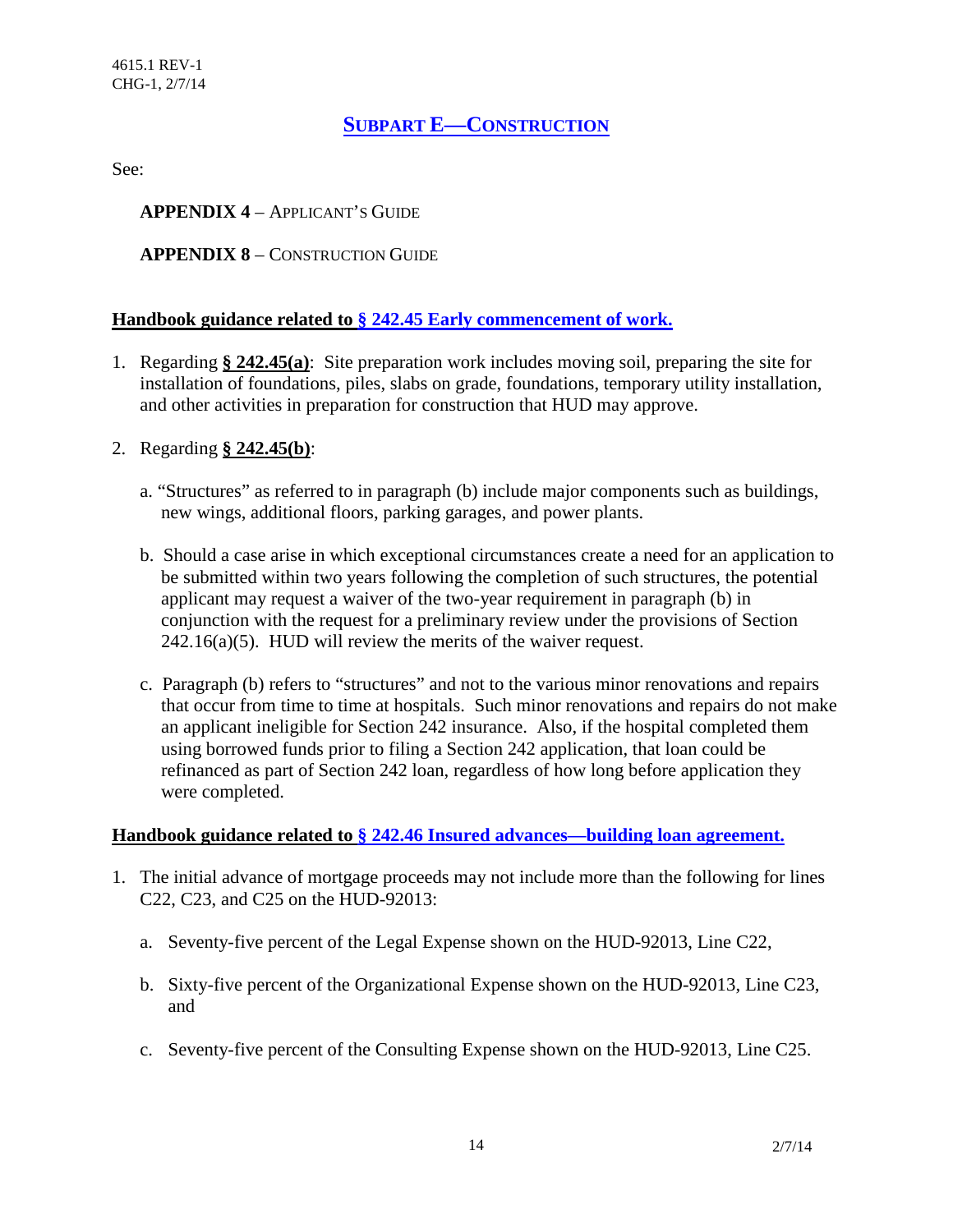## SUBPART E—CONSTRUCTION

See:

**APPENDIX 4** – APPLICANT'S GUIDE

**APPENDIX 8** – CONSTRUCTION GUIDE

**Handbook guidance related to § 242.45 Early commencement of work.**

1. Regarding **§ 242.45(a)**: Site preparation work includes moving soil, preparing the site for installation of foundations, piles, slabs on grade, foundations, temporary utility installation, and other activities in preparation for construction that HUD may approve.

2. Regarding **§ 242.45(b)**:

   a. "Structures" as referred to in paragraph (b) include major components such as buildings, new wings, additional floors, parking garages, and power plants.

   b. Should a case arise in which exceptional circumstances create a need for an application to be submitted within two years following the completion of such structures, the potential applicant may request a waiver of the two-year requirement in paragraph (b) in conjunction with the request for a preliminary review under the provisions of Section 242.16(a)(5). HUD will review the merits of the waiver request.

   c. Paragraph (b) refers to "structures" and not to the various minor renovations and repairs that occur from time to time at hospitals. Such minor renovations and repairs do not make an applicant ineligible for Section 242 insurance. Also, if the hospital completed them using borrowed funds prior to filing a Section 242 application, that loan could be refinanced as part of Section 242 loan, regardless of how long before application they were completed.

**Handbook guidance related to § 242.46 Insured advances—building loan agreement.**

1. The initial advance of mortgage proceeds may not include more than the following for lines C22, C23, and C25 on the HUD-92013:

   a. Seventy-five percent of the Legal Expense shown on the HUD-92013, Line C22,

   b. Sixty-five percent of the Organizational Expense shown on the HUD-92013, Line C23, and

   c. Seventy-five percent of the Consulting Expense shown on the HUD-92013, Line C25.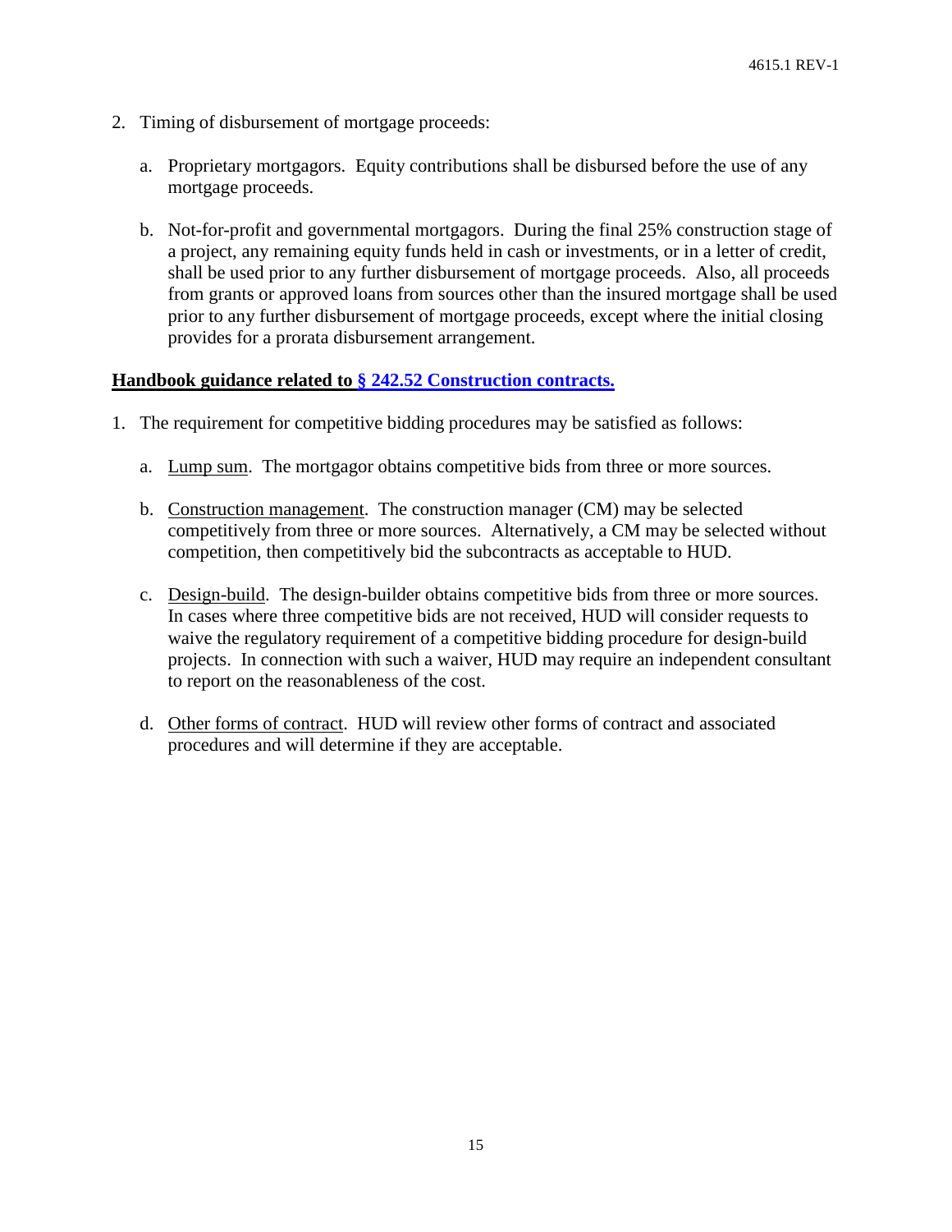2. Timing of disbursement of mortgage proceeds:

   a. Proprietary mortgagors. Equity contributions shall be disbursed before the use of any mortgage proceeds.

   b. Not-for-profit and governmental mortgagors. During the final 25% construction stage of a project, any remaining equity funds held in cash or investments, or in a letter of credit, shall be used prior to any further disbursement of mortgage proceeds. Also, all proceeds from grants or approved loans from sources other than the insured mortgage shall be used prior to any further disbursement of mortgage proceeds, except where the initial closing provides for a prorata disbursement arrangement.

**Handbook guidance related to § 242.52 Construction contracts.**

1. The requirement for competitive bidding procedures may be satisfied as follows:

   a. Lump sum. The mortgagor obtains competitive bids from three or more sources.

   b. Construction management. The construction manager (CM) may be selected competitively from three or more sources. Alternatively, a CM may be selected without competition, then competitively bid the subcontracts as acceptable to HUD.

   c. Design-build. The design-builder obtains competitive bids from three or more sources. In cases where three competitive bids are not received, HUD will consider requests to waive the regulatory requirement of a competitive bidding procedure for design-build projects. In connection with such a waiver, HUD may require an independent consultant to report on the reasonableness of the cost.

   d. Other forms of contract. HUD will review other forms of contract and associated procedures and will determine if they are acceptable.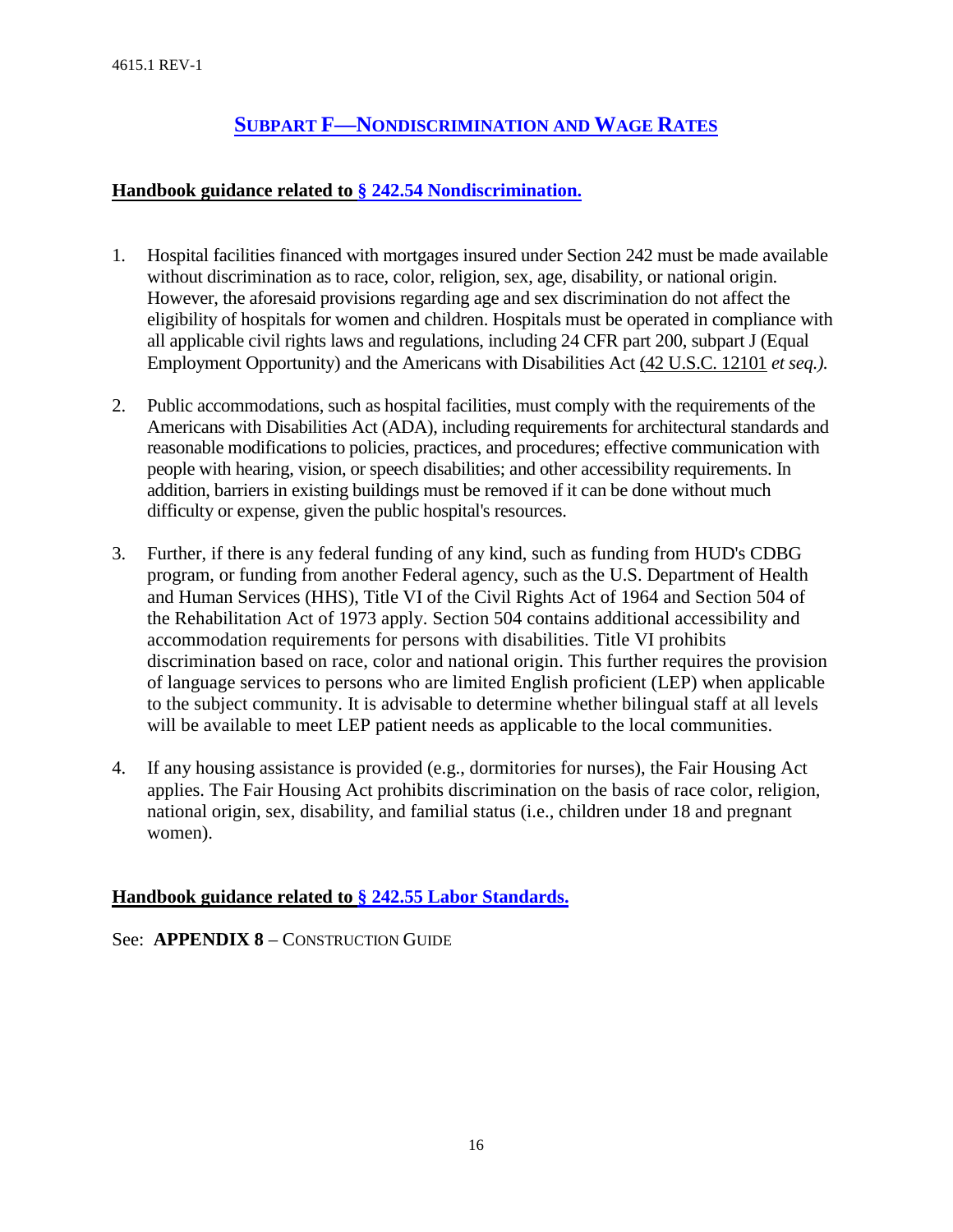## Subpart F—Nondiscrimination and Wage Rates

**Handbook guidance related to § 242.54 Nondiscrimination.**

1. Hospital facilities financed with mortgages insured under Section 242 must be made available without discrimination as to race, color, religion, sex, age, disability, or national origin. However, the aforesaid provisions regarding age and sex discrimination do not affect the eligibility of hospitals for women and children. Hospitals must be operated in compliance with all applicable civil rights laws and regulations, including 24 CFR part 200, subpart J (Equal Employment Opportunity) and the Americans with Disabilities Act (42 U.S.C. 12101 *et seq.).*

2. Public accommodations, such as hospital facilities, must comply with the requirements of the Americans with Disabilities Act (ADA), including requirements for architectural standards and reasonable modifications to policies, practices, and procedures; effective communication with people with hearing, vision, or speech disabilities; and other accessibility requirements. In addition, barriers in existing buildings must be removed if it can be done without much difficulty or expense, given the public hospital's resources.

3. Further, if there is any federal funding of any kind, such as funding from HUD's CDBG program, or funding from another Federal agency, such as the U.S. Department of Health and Human Services (HHS), Title VI of the Civil Rights Act of 1964 and Section 504 of the Rehabilitation Act of 1973 apply. Section 504 contains additional accessibility and accommodation requirements for persons with disabilities. Title VI prohibits discrimination based on race, color and national origin. This further requires the provision of language services to persons who are limited English proficient (LEP) when applicable to the subject community. It is advisable to determine whether bilingual staff at all levels will be available to meet LEP patient needs as applicable to the local communities.

4. If any housing assistance is provided (e.g., dormitories for nurses), the Fair Housing Act applies. The Fair Housing Act prohibits discrimination on the basis of race color, religion, national origin, sex, disability, and familial status (i.e., children under 18 and pregnant women).

**Handbook guidance related to § 242.55 Labor Standards.**

See: **APPENDIX 8** – Construction Guide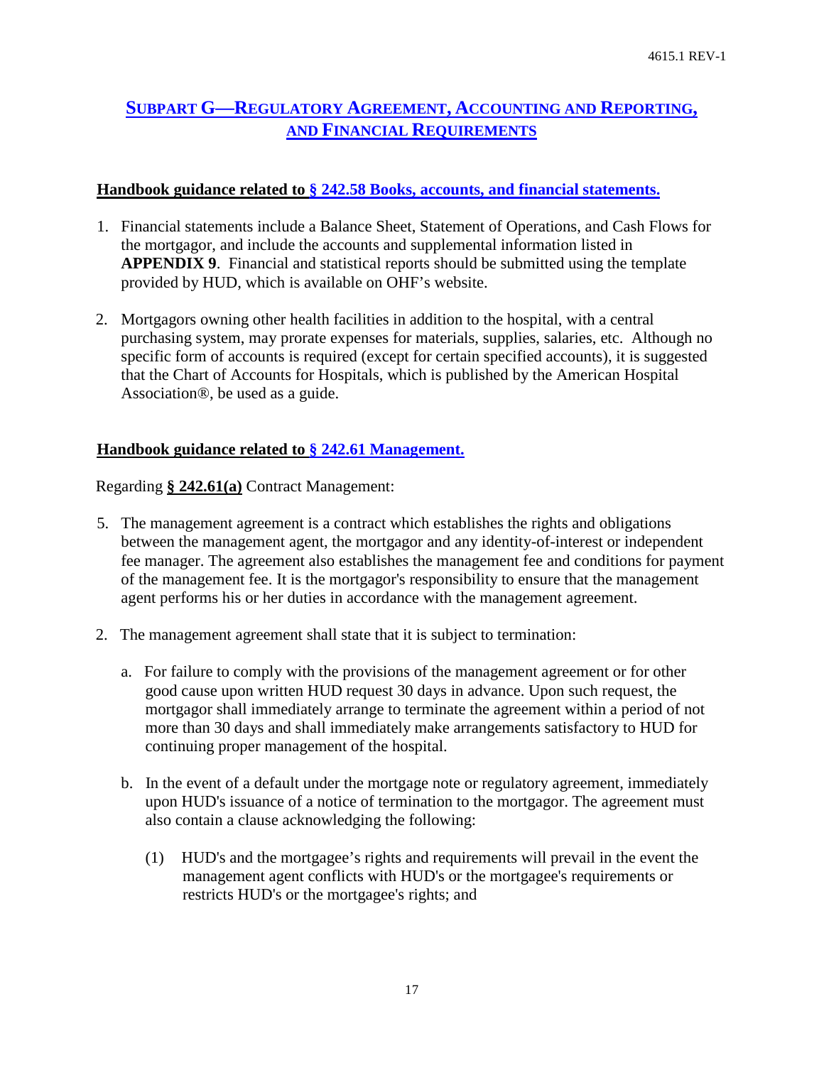## SUBPART G—REGULATORY AGREEMENT, ACCOUNTING AND REPORTING, AND FINANCIAL REQUIREMENTS

**Handbook guidance related to § 242.58 Books, accounts, and financial statements.**

1. Financial statements include a Balance Sheet, Statement of Operations, and Cash Flows for the mortgagor, and include the accounts and supplemental information listed in **APPENDIX 9**. Financial and statistical reports should be submitted using the template provided by HUD, which is available on OHF's website.

2. Mortgagors owning other health facilities in addition to the hospital, with a central purchasing system, may prorate expenses for materials, supplies, salaries, etc. Although no specific form of accounts is required (except for certain specified accounts), it is suggested that the Chart of Accounts for Hospitals, which is published by the American Hospital Association®, be used as a guide.

**Handbook guidance related to § 242.61 Management.**

Regarding **§ 242.61(a)** Contract Management:

5. The management agreement is a contract which establishes the rights and obligations between the management agent, the mortgagor and any identity-of-interest or independent fee manager. The agreement also establishes the management fee and conditions for payment of the management fee. It is the mortgagor's responsibility to ensure that the management agent performs his or her duties in accordance with the management agreement.

2. The management agreement shall state that it is subject to termination:

   a. For failure to comply with the provisions of the management agreement or for other good cause upon written HUD request 30 days in advance. Upon such request, the mortgagor shall immediately arrange to terminate the agreement within a period of not more than 30 days and shall immediately make arrangements satisfactory to HUD for continuing proper management of the hospital.

   b. In the event of a default under the mortgage note or regulatory agreement, immediately upon HUD's issuance of a notice of termination to the mortgagor. The agreement must also contain a clause acknowledging the following:

      (1) HUD's and the mortgagee's rights and requirements will prevail in the event the management agent conflicts with HUD's or the mortgagee's requirements or restricts HUD's or the mortgagee's rights; and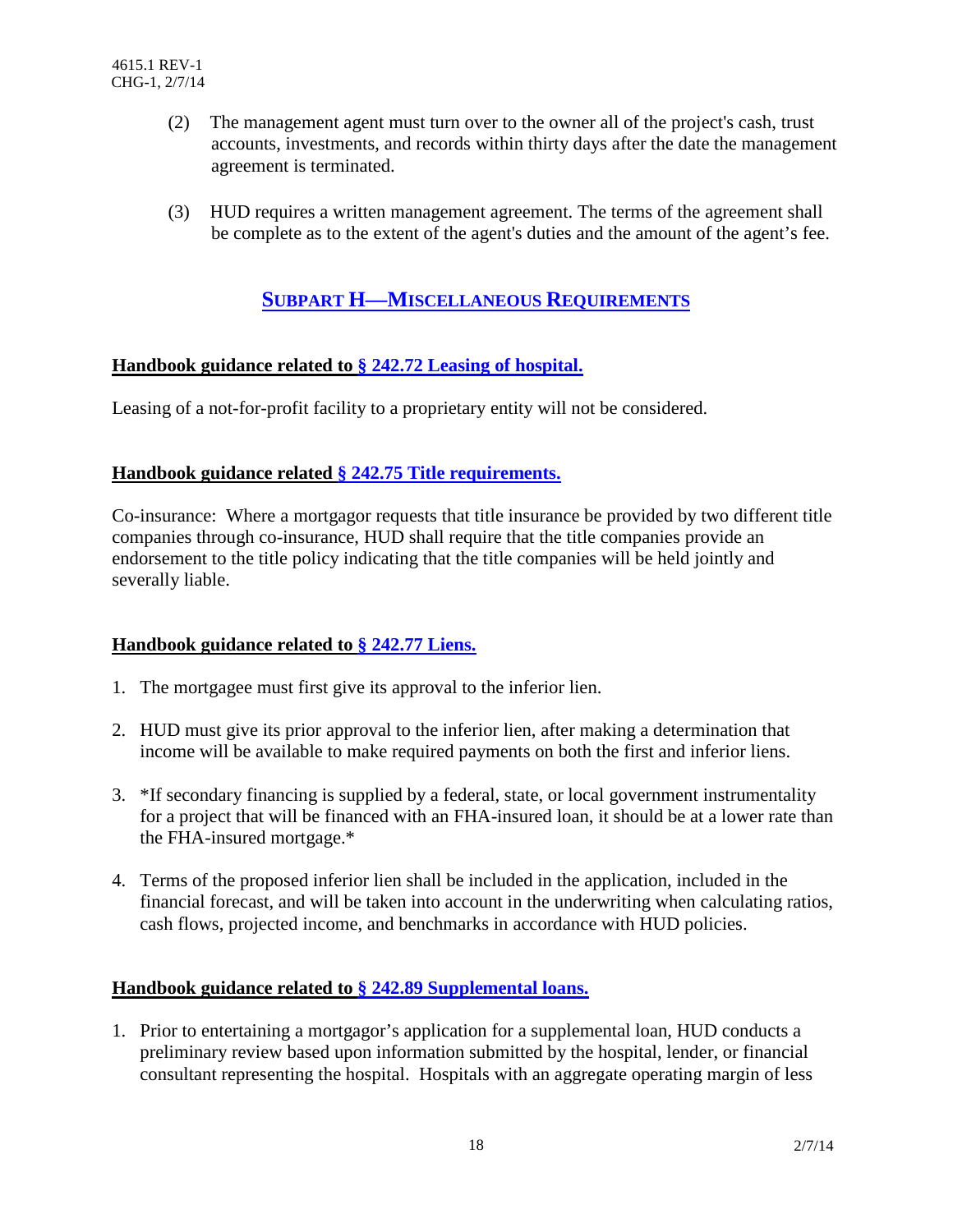(2) The management agent must turn over to the owner all of the project's cash, trust accounts, investments, and records within thirty days after the date the management agreement is terminated.

(3) HUD requires a written management agreement. The terms of the agreement shall be complete as to the extent of the agent's duties and the amount of the agent's fee.

## SUBPART H—MISCELLANEOUS REQUIREMENTS

**Handbook guidance related to § 242.72 Leasing of hospital.**

Leasing of a not-for-profit facility to a proprietary entity will not be considered.

**Handbook guidance related § 242.75 Title requirements.**

Co-insurance: Where a mortgagor requests that title insurance be provided by two different title companies through co-insurance, HUD shall require that the title companies provide an endorsement to the title policy indicating that the title companies will be held jointly and severally liable.

**Handbook guidance related to § 242.77 Liens.**

1. The mortgagee must first give its approval to the inferior lien.
2. HUD must give its prior approval to the inferior lien, after making a determination that income will be available to make required payments on both the first and inferior liens.
3. *If secondary financing is supplied by a federal, state, or local government instrumentality for a project that will be financed with an FHA-insured loan, it should be at a lower rate than the FHA-insured mortgage.*
4. Terms of the proposed inferior lien shall be included in the application, included in the financial forecast, and will be taken into account in the underwriting when calculating ratios, cash flows, projected income, and benchmarks in accordance with HUD policies.

**Handbook guidance related to § 242.89 Supplemental loans.**

1. Prior to entertaining a mortgagor's application for a supplemental loan, HUD conducts a preliminary review based upon information submitted by the hospital, lender, or financial consultant representing the hospital. Hospitals with an aggregate operating margin of less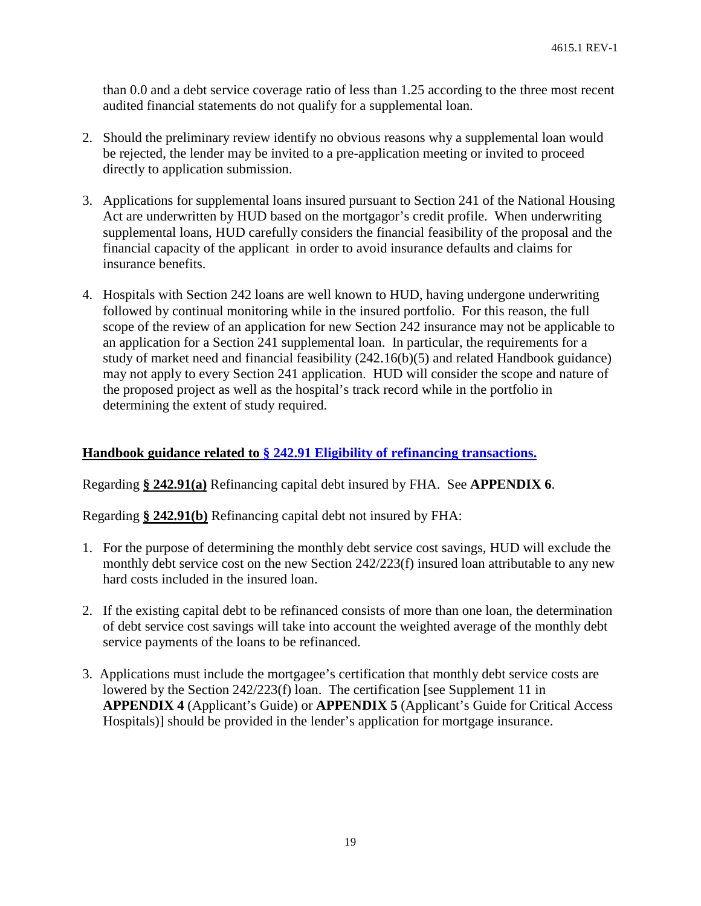than 0.0 and a debt service coverage ratio of less than 1.25 according to the three most recent audited financial statements do not qualify for a supplemental loan.

2. Should the preliminary review identify no obvious reasons why a supplemental loan would be rejected, the lender may be invited to a pre-application meeting or invited to proceed directly to application submission.
3. Applications for supplemental loans insured pursuant to Section 241 of the National Housing Act are underwritten by HUD based on the mortgagor's credit profile. When underwriting supplemental loans, HUD carefully considers the financial feasibility of the proposal and the financial capacity of the applicant in order to avoid insurance defaults and claims for insurance benefits.
4. Hospitals with Section 242 loans are well known to HUD, having undergone underwriting followed by continual monitoring while in the insured portfolio. For this reason, the full scope of the review of an application for new Section 242 insurance may not be applicable to an application for a Section 241 supplemental loan. In particular, the requirements for a study of market need and financial feasibility (242.16(b)(5) and related Handbook guidance) may not apply to every Section 241 application. HUD will consider the scope and nature of the proposed project as well as the hospital's track record while in the portfolio in determining the extent of study required.

**Handbook guidance related to § 242.91 Eligibility of refinancing transactions.**

Regarding **§ 242.91(a)** Refinancing capital debt insured by FHA. See **APPENDIX 6**.

Regarding **§ 242.91(b)** Refinancing capital debt not insured by FHA:

1. For the purpose of determining the monthly debt service cost savings, HUD will exclude the monthly debt service cost on the new Section 242/223(f) insured loan attributable to any new hard costs included in the insured loan.
2. If the existing capital debt to be refinanced consists of more than one loan, the determination of debt service cost savings will take into account the weighted average of the monthly debt service payments of the loans to be refinanced.
3. Applications must include the mortgagee's certification that monthly debt service costs are lowered by the Section 242/223(f) loan. The certification [see Supplement 11 in **APPENDIX 4** (Applicant's Guide) or **APPENDIX 5** (Applicant's Guide for Critical Access Hospitals)] should be provided in the lender's application for mortgage insurance.